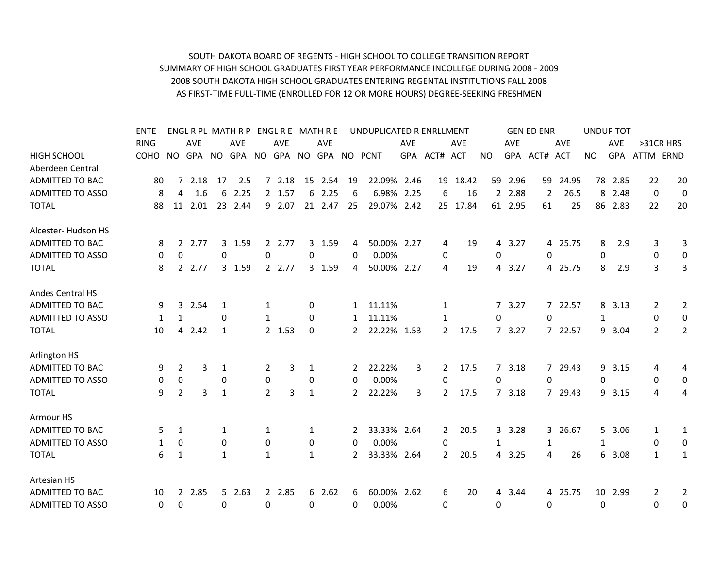SOUTH DAKOTA BOARD OF REGENTS - HIGH SCHOOL TO COLLEGE TRANSITION REPORT
SUMMARY OF HIGH SCHOOL GRADUATES FIRST YEAR PERFORMANCE INCOLLEGE DURING 2008 - 2009
2008 SOUTH DAKOTA HIGH SCHOOL GRADUATES ENTERING REGENTAL INSTITUTIONS FALL 2008
AS FIRST-TIME FULL-TIME (ENROLLED FOR 12 OR MORE HOURS) DEGREE-SEEKING FRESHMEN

| | ENTE | ENGL R PL | | MATH R P | | ENGL R E | | MATH R E | | UNDUPLICATED R ENRLLMENT | | | | | GEN ED ENR | | | | UNDUP TOT | | | |
|---|---|---|---|---|---|---|---|---|---|---|---|---|---|---|---|---|---|---|---|---|---|---|
| | RING | | AVE | | AVE | | AVE | | AVE | | | AVE | | AVE | | AVE | | AVE | | AVE | >31CR HRS | |
| HIGH SCHOOL | COHO | NO | GPA | NO | GPA | NO | GPA | NO | GPA | NO | PCNT | GPA | ACT# | ACT | NO | GPA | ACT# | ACT | NO | GPA | ATTM | ERND |
| Aberdeen Central | | | | | | | | | | | | | | | | | | | | | | |
| ADMITTED TO BAC | 80 | 7 | 2.18 | 17 | 2.5 | 7 | 2.18 | 15 | 2.54 | 19 | 22.09% | 2.46 | 19 | 18.42 | 59 | 2.96 | 59 | 24.95 | 78 | 2.85 | 22 | 20 |
| ADMITTED TO ASSO | 8 | 4 | 1.6 | 6 | 2.25 | 2 | 1.57 | 6 | 2.25 | 6 | 6.98% | 2.25 | 6 | 16 | 2 | 2.88 | 2 | 26.5 | 8 | 2.48 | 0 | 0 |
| TOTAL | 88 | 11 | 2.01 | 23 | 2.44 | 9 | 2.07 | 21 | 2.47 | 25 | 29.07% | 2.42 | 25 | 17.84 | 61 | 2.95 | 61 | 25 | 86 | 2.83 | 22 | 20 |
| Alcester- Hudson HS | | | | | | | | | | | | | | | | | | | | | | |
| ADMITTED TO BAC | 8 | 2 | 2.77 | 3 | 1.59 | 2 | 2.77 | 3 | 1.59 | 4 | 50.00% | 2.27 | 4 | 19 | 4 | 3.27 | 4 | 25.75 | 8 | 2.9 | 3 | 3 |
| ADMITTED TO ASSO | 0 | 0 | | 0 | | 0 | | 0 | | 0 | 0.00% | | 0 | | 0 | | 0 | | 0 | | 0 | 0 |
| TOTAL | 8 | 2 | 2.77 | 3 | 1.59 | 2 | 2.77 | 3 | 1.59 | 4 | 50.00% | 2.27 | 4 | 19 | 4 | 3.27 | 4 | 25.75 | 8 | 2.9 | 3 | 3 |
| Andes Central HS | | | | | | | | | | | | | | | | | | | | | | |
| ADMITTED TO BAC | 9 | 3 | 2.54 | 1 | | 1 | | 0 | | 1 | 11.11% | | 1 | | 7 | 3.27 | 7 | 22.57 | 8 | 3.13 | 2 | 2 |
| ADMITTED TO ASSO | 1 | 1 | | 0 | | 1 | | 0 | | 1 | 11.11% | | 1 | | 0 | | 0 | | 1 | | 0 | 0 |
| TOTAL | 10 | 4 | 2.42 | 1 | | 2 | 1.53 | 0 | | 2 | 22.22% | 1.53 | 2 | 17.5 | 7 | 3.27 | 7 | 22.57 | 9 | 3.04 | 2 | 2 |
| Arlington HS | | | | | | | | | | | | | | | | | | | | | | |
| ADMITTED TO BAC | 9 | 2 | 3 | 1 | | 2 | 3 | 1 | | 2 | 22.22% | 3 | 2 | 17.5 | 7 | 3.18 | 7 | 29.43 | 9 | 3.15 | 4 | 4 |
| ADMITTED TO ASSO | 0 | 0 | | 0 | | 0 | | 0 | | 0 | 0.00% | | 0 | | 0 | | 0 | | 0 | | 0 | 0 |
| TOTAL | 9 | 2 | 3 | 1 | | 2 | 3 | 1 | | 2 | 22.22% | 3 | 2 | 17.5 | 7 | 3.18 | 7 | 29.43 | 9 | 3.15 | 4 | 4 |
| Armour HS | | | | | | | | | | | | | | | | | | | | | | |
| ADMITTED TO BAC | 5 | 1 | | 1 | | 1 | | 1 | | 2 | 33.33% | 2.64 | 2 | 20.5 | 3 | 3.28 | 3 | 26.67 | 5 | 3.06 | 1 | 1 |
| ADMITTED TO ASSO | 1 | 0 | | 0 | | 0 | | 0 | | 0 | 0.00% | | 0 | | 1 | | 1 | | 1 | | 0 | 0 |
| TOTAL | 6 | 1 | | 1 | | 1 | | 1 | | 2 | 33.33% | 2.64 | 2 | 20.5 | 4 | 3.25 | 4 | 26 | 6 | 3.08 | 1 | 1 |
| Artesian HS | | | | | | | | | | | | | | | | | | | | | | |
| ADMITTED TO BAC | 10 | 2 | 2.85 | 5 | 2.63 | 2 | 2.85 | 6 | 2.62 | 6 | 60.00% | 2.62 | 6 | 20 | 4 | 3.44 | 4 | 25.75 | 10 | 2.99 | 2 | 2 |
| ADMITTED TO ASSO | 0 | 0 | | 0 | | 0 | | 0 | | 0 | 0.00% | | 0 | | 0 | | 0 | | 0 | | 0 | 0 |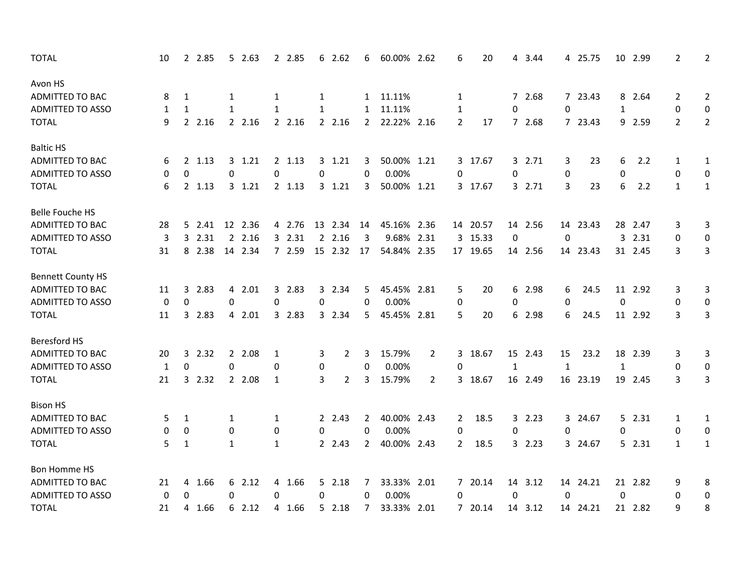| | | | | | | | | | | | | | | | | | | | | | | |
|---|---|---|---|---|---|---|---|---|---|---|---|---|---|---|---|---|---|---|---|---|---|---|
| TOTAL | 10 | 2 | 2.85 | 5 | 2.63 | 2 | 2.85 | 6 | 2.62 | 6 | 60.00% | 2.62 | 6 | 20 | 4 | 3.44 | 4 | 25.75 | 10 | 2.99 | 2 | 2 |
| **Avon HS** | | | | | | | | | | | | | | | | | | | | | | |
| ADMITTED TO BAC | 8 | 1 | | 1 | | 1 | | 1 | | 1 | 11.11% | | 1 | | 7 | 2.68 | 7 | 23.43 | 8 | 2.64 | 2 | 2 |
| ADMITTED TO ASSO | 1 | 1 | | 1 | | 1 | | 1 | | 1 | 11.11% | | 1 | | 0 | | 0 | | 1 | | 0 | 0 |
| TOTAL | 9 | 2 | 2.16 | 2 | 2.16 | 2 | 2.16 | 2 | 2.16 | 2 | 22.22% | 2.16 | 2 | 17 | 7 | 2.68 | 7 | 23.43 | 9 | 2.59 | 2 | 2 |
| **Baltic HS** | | | | | | | | | | | | | | | | | | | | | | |
| ADMITTED TO BAC | 6 | 2 | 1.13 | 3 | 1.21 | 2 | 1.13 | 3 | 1.21 | 3 | 50.00% | 1.21 | 3 | 17.67 | 3 | 2.71 | 3 | 23 | 6 | 2.2 | 1 | 1 |
| ADMITTED TO ASSO | 0 | 0 | | 0 | | 0 | | 0 | | 0 | 0.00% | | 0 | | 0 | | 0 | | 0 | | 0 | 0 |
| TOTAL | 6 | 2 | 1.13 | 3 | 1.21 | 2 | 1.13 | 3 | 1.21 | 3 | 50.00% | 1.21 | 3 | 17.67 | 3 | 2.71 | 3 | 23 | 6 | 2.2 | 1 | 1 |
| **Belle Fouche HS** | | | | | | | | | | | | | | | | | | | | | | |
| ADMITTED TO BAC | 28 | 5 | 2.41 | 12 | 2.36 | 4 | 2.76 | 13 | 2.34 | 14 | 45.16% | 2.36 | 14 | 20.57 | 14 | 2.56 | 14 | 23.43 | 28 | 2.47 | 3 | 3 |
| ADMITTED TO ASSO | 3 | 3 | 2.31 | 2 | 2.16 | 3 | 2.31 | 2 | 2.16 | 3 | 9.68% | 2.31 | 3 | 15.33 | 0 | | 0 | | 3 | 2.31 | 0 | 0 |
| TOTAL | 31 | 8 | 2.38 | 14 | 2.34 | 7 | 2.59 | 15 | 2.32 | 17 | 54.84% | 2.35 | 17 | 19.65 | 14 | 2.56 | 14 | 23.43 | 31 | 2.45 | 3 | 3 |
| **Bennett County HS** | | | | | | | | | | | | | | | | | | | | | | |
| ADMITTED TO BAC | 11 | 3 | 2.83 | 4 | 2.01 | 3 | 2.83 | 3 | 2.34 | 5 | 45.45% | 2.81 | 5 | 20 | 6 | 2.98 | 6 | 24.5 | 11 | 2.92 | 3 | 3 |
| ADMITTED TO ASSO | 0 | 0 | | 0 | | 0 | | 0 | | 0 | 0.00% | | 0 | | 0 | | 0 | | 0 | | 0 | 0 |
| TOTAL | 11 | 3 | 2.83 | 4 | 2.01 | 3 | 2.83 | 3 | 2.34 | 5 | 45.45% | 2.81 | 5 | 20 | 6 | 2.98 | 6 | 24.5 | 11 | 2.92 | 3 | 3 |
| **Beresford HS** | | | | | | | | | | | | | | | | | | | | | | |
| ADMITTED TO BAC | 20 | 3 | 2.32 | 2 | 2.08 | 1 | | 3 | 2 | 3 | 15.79% | 2 | 3 | 18.67 | 15 | 2.43 | 15 | 23.2 | 18 | 2.39 | 3 | 3 |
| ADMITTED TO ASSO | 1 | 0 | | 0 | | 0 | | 0 | | 0 | 0.00% | | 0 | | 1 | | 1 | | 1 | | 0 | 0 |
| TOTAL | 21 | 3 | 2.32 | 2 | 2.08 | 1 | | 3 | 2 | 3 | 15.79% | 2 | 3 | 18.67 | 16 | 2.49 | 16 | 23.19 | 19 | 2.45 | 3 | 3 |
| **Bison HS** | | | | | | | | | | | | | | | | | | | | | | |
| ADMITTED TO BAC | 5 | 1 | | 1 | | 1 | | 2 | 2.43 | 2 | 40.00% | 2.43 | 2 | 18.5 | 3 | 2.23 | 3 | 24.67 | 5 | 2.31 | 1 | 1 |
| ADMITTED TO ASSO | 0 | 0 | | 0 | | 0 | | 0 | | 0 | 0.00% | | 0 | | 0 | | 0 | | 0 | | 0 | 0 |
| TOTAL | 5 | 1 | | 1 | | 1 | | 2 | 2.43 | 2 | 40.00% | 2.43 | 2 | 18.5 | 3 | 2.23 | 3 | 24.67 | 5 | 2.31 | 1 | 1 |
| **Bon Homme HS** | | | | | | | | | | | | | | | | | | | | | | |
| ADMITTED TO BAC | 21 | 4 | 1.66 | 6 | 2.12 | 4 | 1.66 | 5 | 2.18 | 7 | 33.33% | 2.01 | 7 | 20.14 | 14 | 3.12 | 14 | 24.21 | 21 | 2.82 | 9 | 8 |
| ADMITTED TO ASSO | 0 | 0 | | 0 | | 0 | | 0 | | 0 | 0.00% | | 0 | | 0 | | 0 | | 0 | | 0 | 0 |
| TOTAL | 21 | 4 | 1.66 | 6 | 2.12 | 4 | 1.66 | 5 | 2.18 | 7 | 33.33% | 2.01 | 7 | 20.14 | 14 | 3.12 | 14 | 24.21 | 21 | 2.82 | 9 | 8 |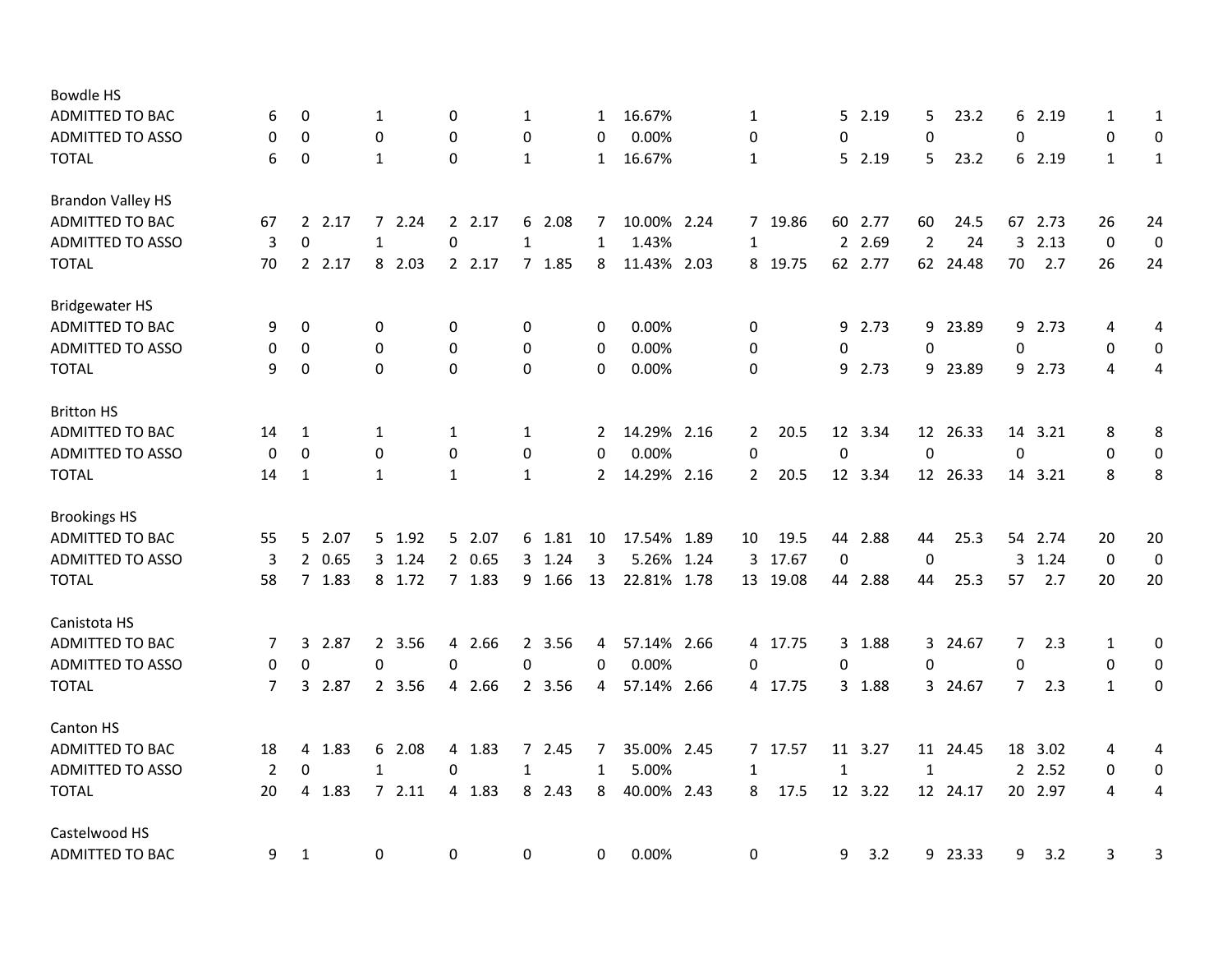| | | | | | | | | | | | | | | | | | | | | | |
|---|---|---|---|---|---|---|---|---|---|---|---|---|---|---|---|---|---|---|---|---|---|
| **Bowdle HS** | | | | | | | | | | | | | | | | | | | | | |
| ADMITTED TO BAC | 6 | 0 | | 1 | | 0 | | 1 | | 1 | 16.67% | | 1 | | 5 | 2.19 | 5 | 23.2 | 6 | 2.19 | 1 | 1 |
| ADMITTED TO ASSO | 0 | 0 | | 0 | | 0 | | 0 | | 0 | 0.00% | | 0 | | 0 | | 0 | | 0 | | 0 | 0 |
| TOTAL | 6 | 0 | | 1 | | 0 | | 1 | | 1 | 16.67% | | 1 | | 5 | 2.19 | 5 | 23.2 | 6 | 2.19 | 1 | 1 |
| **Brandon Valley HS** | | | | | | | | | | | | | | | | | | | | | | |
| ADMITTED TO BAC | 67 | 2 | 2.17 | 7 | 2.24 | 2 | 2.17 | 6 | 2.08 | 7 | 10.00% | 2.24 | 7 | 19.86 | 60 | 2.77 | 60 | 24.5 | 67 | 2.73 | 26 | 24 |
| ADMITTED TO ASSO | 3 | 0 | | 1 | | 0 | | 1 | | 1 | 1.43% | | 1 | | 2 | 2.69 | 2 | 24 | 3 | 2.13 | 0 | 0 |
| TOTAL | 70 | 2 | 2.17 | 8 | 2.03 | 2 | 2.17 | 7 | 1.85 | 8 | 11.43% | 2.03 | 8 | 19.75 | 62 | 2.77 | 62 | 24.48 | 70 | 2.7 | 26 | 24 |
| **Bridgewater HS** | | | | | | | | | | | | | | | | | | | | | | |
| ADMITTED TO BAC | 9 | 0 | | 0 | | 0 | | 0 | | 0 | 0.00% | | 0 | | 9 | 2.73 | 9 | 23.89 | 9 | 2.73 | 4 | 4 |
| ADMITTED TO ASSO | 0 | 0 | | 0 | | 0 | | 0 | | 0 | 0.00% | | 0 | | 0 | | 0 | | 0 | | 0 | 0 |
| TOTAL | 9 | 0 | | 0 | | 0 | | 0 | | 0 | 0.00% | | 0 | | 9 | 2.73 | 9 | 23.89 | 9 | 2.73 | 4 | 4 |
| **Britton HS** | | | | | | | | | | | | | | | | | | | | | | |
| ADMITTED TO BAC | 14 | 1 | | 1 | | 1 | | 1 | | 2 | 14.29% | 2.16 | 2 | 20.5 | 12 | 3.34 | 12 | 26.33 | 14 | 3.21 | 8 | 8 |
| ADMITTED TO ASSO | 0 | 0 | | 0 | | 0 | | 0 | | 0 | 0.00% | | 0 | | 0 | | 0 | | 0 | | 0 | 0 |
| TOTAL | 14 | 1 | | 1 | | 1 | | 1 | | 2 | 14.29% | 2.16 | 2 | 20.5 | 12 | 3.34 | 12 | 26.33 | 14 | 3.21 | 8 | 8 |
| **Brookings HS** | | | | | | | | | | | | | | | | | | | | | | |
| ADMITTED TO BAC | 55 | 5 | 2.07 | 5 | 1.92 | 5 | 2.07 | 6 | 1.81 | 10 | 17.54% | 1.89 | 10 | 19.5 | 44 | 2.88 | 44 | 25.3 | 54 | 2.74 | 20 | 20 |
| ADMITTED TO ASSO | 3 | 2 | 0.65 | 3 | 1.24 | 2 | 0.65 | 3 | 1.24 | 3 | 5.26% | 1.24 | 3 | 17.67 | 0 | | 0 | | 3 | 1.24 | 0 | 0 |
| TOTAL | 58 | 7 | 1.83 | 8 | 1.72 | 7 | 1.83 | 9 | 1.66 | 13 | 22.81% | 1.78 | 13 | 19.08 | 44 | 2.88 | 44 | 25.3 | 57 | 2.7 | 20 | 20 |
| **Canistota HS** | | | | | | | | | | | | | | | | | | | | | | |
| ADMITTED TO BAC | 7 | 3 | 2.87 | 2 | 3.56 | 4 | 2.66 | 2 | 3.56 | 4 | 57.14% | 2.66 | 4 | 17.75 | 3 | 1.88 | 3 | 24.67 | 7 | 2.3 | 1 | 0 |
| ADMITTED TO ASSO | 0 | 0 | | 0 | | 0 | | 0 | | 0 | 0.00% | | 0 | | 0 | | 0 | | 0 | | 0 | 0 |
| TOTAL | 7 | 3 | 2.87 | 2 | 3.56 | 4 | 2.66 | 2 | 3.56 | 4 | 57.14% | 2.66 | 4 | 17.75 | 3 | 1.88 | 3 | 24.67 | 7 | 2.3 | 1 | 0 |
| **Canton HS** | | | | | | | | | | | | | | | | | | | | | | |
| ADMITTED TO BAC | 18 | 4 | 1.83 | 6 | 2.08 | 4 | 1.83 | 7 | 2.45 | 7 | 35.00% | 2.45 | 7 | 17.57 | 11 | 3.27 | 11 | 24.45 | 18 | 3.02 | 4 | 4 |
| ADMITTED TO ASSO | 2 | 0 | | 1 | | 0 | | 1 | | 1 | 5.00% | | 1 | | 1 | | 1 | | 2 | 2.52 | 0 | 0 |
| TOTAL | 20 | 4 | 1.83 | 7 | 2.11 | 4 | 1.83 | 8 | 2.43 | 8 | 40.00% | 2.43 | 8 | 17.5 | 12 | 3.22 | 12 | 24.17 | 20 | 2.97 | 4 | 4 |
| **Castelwood HS** | | | | | | | | | | | | | | | | | | | | | | |
| ADMITTED TO BAC | 9 | 1 | | 0 | | 0 | | 0 | | 0 | 0.00% | | 0 | | 9 | 3.2 | 9 | 23.33 | 9 | 3.2 | 3 | 3 |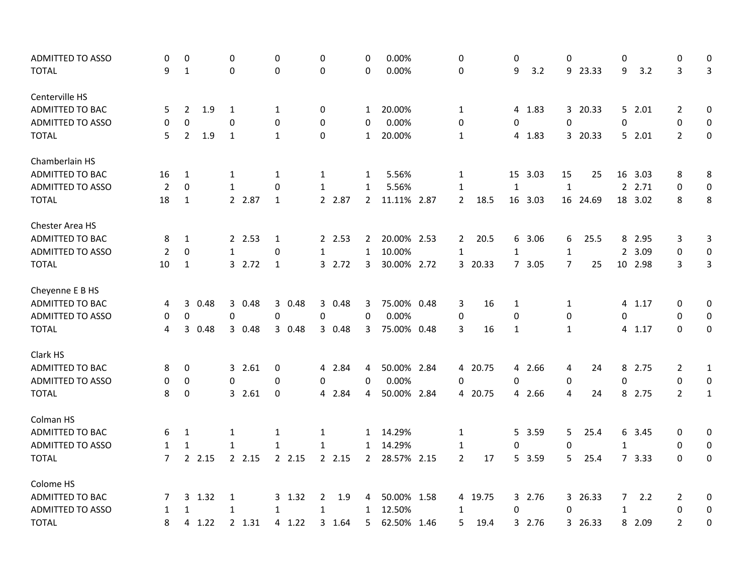| | | | | | | | | | | | | | | | | | | | | | | |
|---|---|---|---|---|---|---|---|---|---|---|---|---|---|---|---|---|---|---|---|---|---|---|
| ADMITTED TO ASSO | 0 | 0 | | 0 | | 0 | | 0 | | 0 | 0.00% | | 0 | | 0 | | 0 | | 0 | | 0 | 0 |
| TOTAL | 9 | 1 | | 0 | | 0 | | 0 | | 0 | 0.00% | | 0 | | 9 | 3.2 | 9 | 23.33 | 9 | 3.2 | 3 | 3 |
| Centerville HS | | | | | | | | | | | | | | | | | | | | | | |
| ADMITTED TO BAC | 5 | 2 | 1.9 | 1 | | 1 | | 0 | | 1 | 20.00% | | 1 | | 4 | 1.83 | 3 | 20.33 | 5 | 2.01 | 2 | 0 |
| ADMITTED TO ASSO | 0 | 0 | | 0 | | 0 | | 0 | | 0 | 0.00% | | 0 | | 0 | | 0 | | 0 | | 0 | 0 |
| TOTAL | 5 | 2 | 1.9 | 1 | | 1 | | 0 | | 1 | 20.00% | | 1 | | 4 | 1.83 | 3 | 20.33 | 5 | 2.01 | 2 | 0 |
| Chamberlain HS | | | | | | | | | | | | | | | | | | | | | | |
| ADMITTED TO BAC | 16 | 1 | | 1 | | 1 | | 1 | | 1 | 5.56% | | 1 | | 15 | 3.03 | 15 | 25 | 16 | 3.03 | 8 | 8 |
| ADMITTED TO ASSO | 2 | 0 | | 1 | | 0 | | 1 | | 1 | 5.56% | | 1 | | 1 | | 1 | | 2 | 2.71 | 0 | 0 |
| TOTAL | 18 | 1 | | 2 | 2.87 | 1 | | 2 | 2.87 | 2 | 11.11% | 2.87 | 2 | 18.5 | 16 | 3.03 | 16 | 24.69 | 18 | 3.02 | 8 | 8 |
| Chester Area HS | | | | | | | | | | | | | | | | | | | | | | |
| ADMITTED TO BAC | 8 | 1 | | 2 | 2.53 | 1 | | 2 | 2.53 | 2 | 20.00% | 2.53 | 2 | 20.5 | 6 | 3.06 | 6 | 25.5 | 8 | 2.95 | 3 | 3 |
| ADMITTED TO ASSO | 2 | 0 | | 1 | | 0 | | 1 | | 1 | 10.00% | | 1 | | 1 | | 1 | | 2 | 3.09 | 0 | 0 |
| TOTAL | 10 | 1 | | 3 | 2.72 | 1 | | 3 | 2.72 | 3 | 30.00% | 2.72 | 3 | 20.33 | 7 | 3.05 | 7 | 25 | 10 | 2.98 | 3 | 3 |
| Cheyenne E B HS | | | | | | | | | | | | | | | | | | | | | | |
| ADMITTED TO BAC | 4 | 3 | 0.48 | 3 | 0.48 | 3 | 0.48 | 3 | 0.48 | 3 | 75.00% | 0.48 | 3 | 16 | 1 | | 1 | | 4 | 1.17 | 0 | 0 |
| ADMITTED TO ASSO | 0 | 0 | | 0 | | 0 | | 0 | | 0 | 0.00% | | 0 | | 0 | | 0 | | 0 | | 0 | 0 |
| TOTAL | 4 | 3 | 0.48 | 3 | 0.48 | 3 | 0.48 | 3 | 0.48 | 3 | 75.00% | 0.48 | 3 | 16 | 1 | | 1 | | 4 | 1.17 | 0 | 0 |
| Clark HS | | | | | | | | | | | | | | | | | | | | | | |
| ADMITTED TO BAC | 8 | 0 | | 3 | 2.61 | 0 | | 4 | 2.84 | 4 | 50.00% | 2.84 | 4 | 20.75 | 4 | 2.66 | 4 | 24 | 8 | 2.75 | 2 | 1 |
| ADMITTED TO ASSO | 0 | 0 | | 0 | | 0 | | 0 | | 0 | 0.00% | | 0 | | 0 | | 0 | | 0 | | 0 | 0 |
| TOTAL | 8 | 0 | | 3 | 2.61 | 0 | | 4 | 2.84 | 4 | 50.00% | 2.84 | 4 | 20.75 | 4 | 2.66 | 4 | 24 | 8 | 2.75 | 2 | 1 |
| Colman HS | | | | | | | | | | | | | | | | | | | | | | |
| ADMITTED TO BAC | 6 | 1 | | 1 | | 1 | | 1 | | 1 | 14.29% | | 1 | | 5 | 3.59 | 5 | 25.4 | 6 | 3.45 | 0 | 0 |
| ADMITTED TO ASSO | 1 | 1 | | 1 | | 1 | | 1 | | 1 | 14.29% | | 1 | | 0 | | 0 | | 1 | | 0 | 0 |
| TOTAL | 7 | 2 | 2.15 | 2 | 2.15 | 2 | 2.15 | 2 | 2.15 | 2 | 28.57% | 2.15 | 2 | 17 | 5 | 3.59 | 5 | 25.4 | 7 | 3.33 | 0 | 0 |
| Colome HS | | | | | | | | | | | | | | | | | | | | | | |
| ADMITTED TO BAC | 7 | 3 | 1.32 | 1 | | 3 | 1.32 | 2 | 1.9 | 4 | 50.00% | 1.58 | 4 | 19.75 | 3 | 2.76 | 3 | 26.33 | 7 | 2.2 | 2 | 0 |
| ADMITTED TO ASSO | 1 | 1 | | 1 | | 1 | | 1 | | 1 | 12.50% | | 1 | | 0 | | 0 | | 1 | | 0 | 0 |
| TOTAL | 8 | 4 | 1.22 | 2 | 1.31 | 4 | 1.22 | 3 | 1.64 | 5 | 62.50% | 1.46 | 5 | 19.4 | 3 | 2.76 | 3 | 26.33 | 8 | 2.09 | 2 | 0 |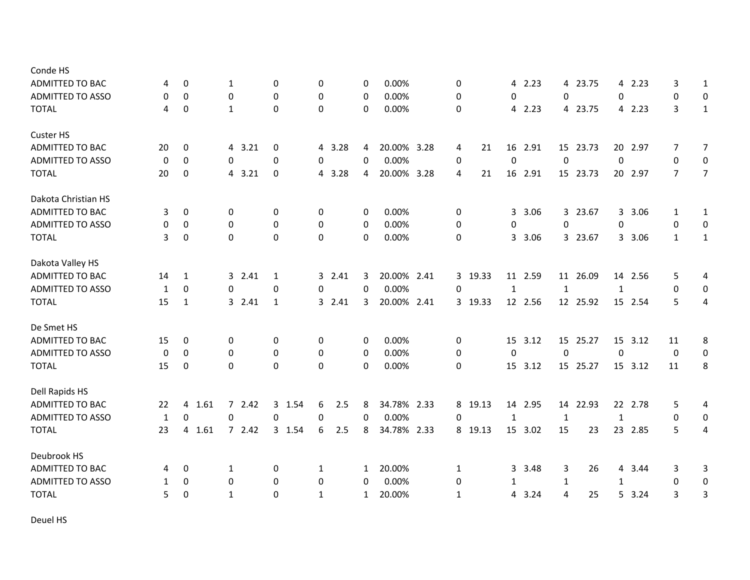| | | | | | | | | | | | | | | | | | | | | | | |
|---|---|---|---|---|---|---|---|---|---|---|---|---|---|---|---|---|---|---|---|---|---|---|
| **Conde HS** | | | | | | | | | | | | | | | | | | | | | | |
| ADMITTED TO BAC | 4 | 0 | | 1 | | 0 | | 0 | | 0 | 0.00% | | 0 | | 4 | 2.23 | 4 | 23.75 | 4 | 2.23 | 3 | 1 |
| ADMITTED TO ASSO | 0 | 0 | | 0 | | 0 | | 0 | | 0 | 0.00% | | 0 | | 0 | | 0 | | 0 | | 0 | 0 |
| TOTAL | 4 | 0 | | 1 | | 0 | | 0 | | 0 | 0.00% | | 0 | | 4 | 2.23 | 4 | 23.75 | 4 | 2.23 | 3 | 1 |
| **Custer HS** | | | | | | | | | | | | | | | | | | | | | | |
| ADMITTED TO BAC | 20 | 0 | | 4 | 3.21 | 0 | | 4 | 3.28 | 4 | 20.00% | 3.28 | 4 | 21 | 16 | 2.91 | 15 | 23.73 | 20 | 2.97 | 7 | 7 |
| ADMITTED TO ASSO | 0 | 0 | | 0 | | 0 | | 0 | | 0 | 0.00% | | 0 | | 0 | | 0 | | 0 | | 0 | 0 |
| TOTAL | 20 | 0 | | 4 | 3.21 | 0 | | 4 | 3.28 | 4 | 20.00% | 3.28 | 4 | 21 | 16 | 2.91 | 15 | 23.73 | 20 | 2.97 | 7 | 7 |
| **Dakota Christian HS** | | | | | | | | | | | | | | | | | | | | | | |
| ADMITTED TO BAC | 3 | 0 | | 0 | | 0 | | 0 | | 0 | 0.00% | | 0 | | 3 | 3.06 | 3 | 23.67 | 3 | 3.06 | 1 | 1 |
| ADMITTED TO ASSO | 0 | 0 | | 0 | | 0 | | 0 | | 0 | 0.00% | | 0 | | 0 | | 0 | | 0 | | 0 | 0 |
| TOTAL | 3 | 0 | | 0 | | 0 | | 0 | | 0 | 0.00% | | 0 | | 3 | 3.06 | 3 | 23.67 | 3 | 3.06 | 1 | 1 |
| **Dakota Valley HS** | | | | | | | | | | | | | | | | | | | | | | |
| ADMITTED TO BAC | 14 | 1 | | 3 | 2.41 | 1 | | 3 | 2.41 | 3 | 20.00% | 2.41 | 3 | 19.33 | 11 | 2.59 | 11 | 26.09 | 14 | 2.56 | 5 | 4 |
| ADMITTED TO ASSO | 1 | 0 | | 0 | | 0 | | 0 | | 0 | 0.00% | | 0 | | 1 | | 1 | | 1 | | 0 | 0 |
| TOTAL | 15 | 1 | | 3 | 2.41 | 1 | | 3 | 2.41 | 3 | 20.00% | 2.41 | 3 | 19.33 | 12 | 2.56 | 12 | 25.92 | 15 | 2.54 | 5 | 4 |
| **De Smet HS** | | | | | | | | | | | | | | | | | | | | | | |
| ADMITTED TO BAC | 15 | 0 | | 0 | | 0 | | 0 | | 0 | 0.00% | | 0 | | 15 | 3.12 | 15 | 25.27 | 15 | 3.12 | 11 | 8 |
| ADMITTED TO ASSO | 0 | 0 | | 0 | | 0 | | 0 | | 0 | 0.00% | | 0 | | 0 | | 0 | | 0 | | 0 | 0 |
| TOTAL | 15 | 0 | | 0 | | 0 | | 0 | | 0 | 0.00% | | 0 | | 15 | 3.12 | 15 | 25.27 | 15 | 3.12 | 11 | 8 |
| **Dell Rapids HS** | | | | | | | | | | | | | | | | | | | | | | |
| ADMITTED TO BAC | 22 | 4 | 1.61 | 7 | 2.42 | 3 | 1.54 | 6 | 2.5 | 8 | 34.78% | 2.33 | 8 | 19.13 | 14 | 2.95 | 14 | 22.93 | 22 | 2.78 | 5 | 4 |
| ADMITTED TO ASSO | 1 | 0 | | 0 | | 0 | | 0 | | 0 | 0.00% | | 0 | | 1 | | 1 | | 1 | | 0 | 0 |
| TOTAL | 23 | 4 | 1.61 | 7 | 2.42 | 3 | 1.54 | 6 | 2.5 | 8 | 34.78% | 2.33 | 8 | 19.13 | 15 | 3.02 | 15 | 23 | 23 | 2.85 | 5 | 4 |
| **Deubrook HS** | | | | | | | | | | | | | | | | | | | | | | |
| ADMITTED TO BAC | 4 | 0 | | 1 | | 0 | | 1 | | 1 | 20.00% | | 1 | | 3 | 3.48 | 3 | 26 | 4 | 3.44 | 3 | 3 |
| ADMITTED TO ASSO | 1 | 0 | | 0 | | 0 | | 0 | | 0 | 0.00% | | 0 | | 1 | | 1 | | 1 | | 0 | 0 |
| TOTAL | 5 | 0 | | 1 | | 0 | | 1 | | 1 | 20.00% | | 1 | | 4 | 3.24 | 4 | 25 | 5 | 3.24 | 3 | 3 |
| **Deuel HS** | | | | | | | | | | | | | | | | | | | | | | |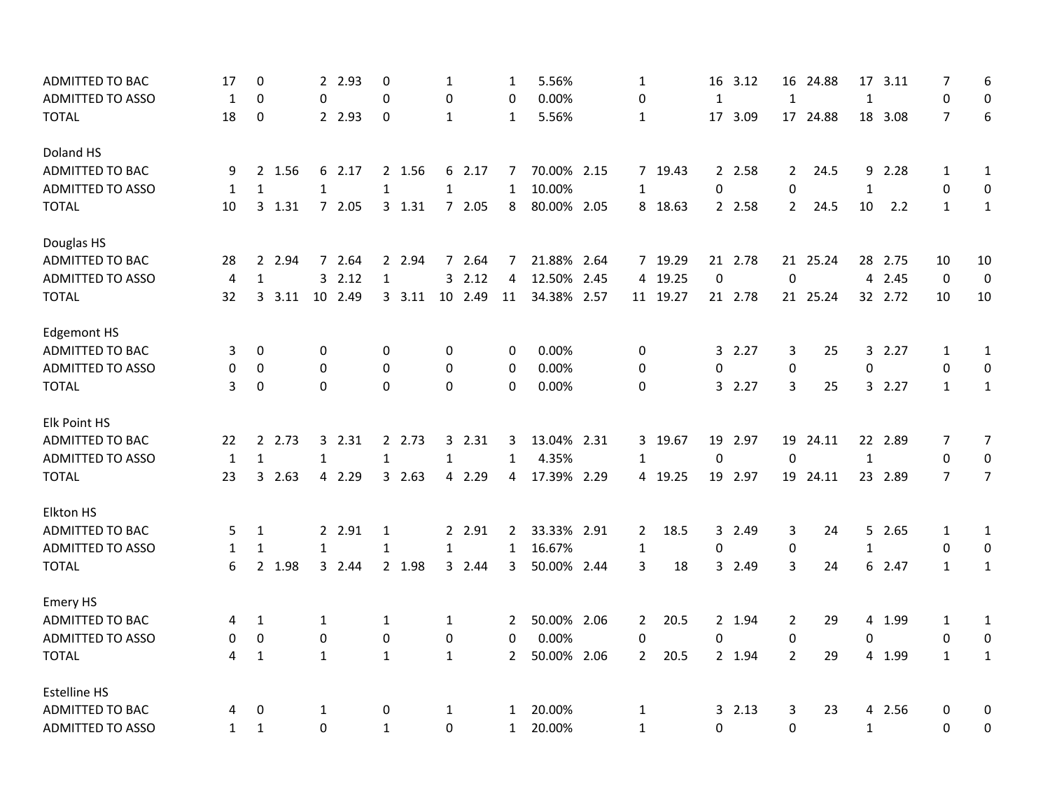| | | | | | | | | | | | | | | | | | | | | | | |
|---|---|---|---|---|---|---|---|---|---|---|---|---|---|---|---|---|---|---|---|---|---|---|
| ADMITTED TO BAC | 17 | 0 | | 2 | 2.93 | 0 | | 1 | | 1 | 5.56% | | 1 | | 16 | 3.12 | 16 | 24.88 | 17 | 3.11 | 7 | 6 |
| ADMITTED TO ASSO | 1 | 0 | | 0 | | 0 | | 0 | | 0 | 0.00% | | 0 | | 1 | | 1 | | 1 | | 0 | 0 |
| TOTAL | 18 | 0 | | 2 | 2.93 | 0 | | 1 | | 1 | 5.56% | | 1 | | 17 | 3.09 | 17 | 24.88 | 18 | 3.08 | 7 | 6 |
| | | | | | | | | | | | | | | | | | | | | | | |
| Doland HS | | | | | | | | | | | | | | | | | | | | | | |
| ADMITTED TO BAC | 9 | 2 | 1.56 | 6 | 2.17 | 2 | 1.56 | 6 | 2.17 | 7 | 70.00% | 2.15 | 7 | 19.43 | 2 | 2.58 | 2 | 24.5 | 9 | 2.28 | 1 | 1 |
| ADMITTED TO ASSO | 1 | 1 | | 1 | | 1 | | 1 | | 1 | 10.00% | | 1 | | 0 | | 0 | | 1 | | 0 | 0 |
| TOTAL | 10 | 3 | 1.31 | 7 | 2.05 | 3 | 1.31 | 7 | 2.05 | 8 | 80.00% | 2.05 | 8 | 18.63 | 2 | 2.58 | 2 | 24.5 | 10 | 2.2 | 1 | 1 |
| | | | | | | | | | | | | | | | | | | | | | | |
| Douglas HS | | | | | | | | | | | | | | | | | | | | | | |
| ADMITTED TO BAC | 28 | 2 | 2.94 | 7 | 2.64 | 2 | 2.94 | 7 | 2.64 | 7 | 21.88% | 2.64 | 7 | 19.29 | 21 | 2.78 | 21 | 25.24 | 28 | 2.75 | 10 | 10 |
| ADMITTED TO ASSO | 4 | 1 | | 3 | 2.12 | 1 | | 3 | 2.12 | 4 | 12.50% | 2.45 | 4 | 19.25 | 0 | | 0 | | 4 | 2.45 | 0 | 0 |
| TOTAL | 32 | 3 | 3.11 | 10 | 2.49 | 3 | 3.11 | 10 | 2.49 | 11 | 34.38% | 2.57 | 11 | 19.27 | 21 | 2.78 | 21 | 25.24 | 32 | 2.72 | 10 | 10 |
| | | | | | | | | | | | | | | | | | | | | | | |
| Edgemont HS | | | | | | | | | | | | | | | | | | | | | | |
| ADMITTED TO BAC | 3 | 0 | | 0 | | 0 | | 0 | | 0 | 0.00% | | 0 | | 3 | 2.27 | 3 | 25 | 3 | 2.27 | 1 | 1 |
| ADMITTED TO ASSO | 0 | 0 | | 0 | | 0 | | 0 | | 0 | 0.00% | | 0 | | 0 | | 0 | | 0 | | 0 | 0 |
| TOTAL | 3 | 0 | | 0 | | 0 | | 0 | | 0 | 0.00% | | 0 | | 3 | 2.27 | 3 | 25 | 3 | 2.27 | 1 | 1 |
| | | | | | | | | | | | | | | | | | | | | | | |
| Elk Point HS | | | | | | | | | | | | | | | | | | | | | | |
| ADMITTED TO BAC | 22 | 2 | 2.73 | 3 | 2.31 | 2 | 2.73 | 3 | 2.31 | 3 | 13.04% | 2.31 | 3 | 19.67 | 19 | 2.97 | 19 | 24.11 | 22 | 2.89 | 7 | 7 |
| ADMITTED TO ASSO | 1 | 1 | | 1 | | 1 | | 1 | | 1 | 4.35% | | 1 | | 0 | | 0 | | 1 | | 0 | 0 |
| TOTAL | 23 | 3 | 2.63 | 4 | 2.29 | 3 | 2.63 | 4 | 2.29 | 4 | 17.39% | 2.29 | 4 | 19.25 | 19 | 2.97 | 19 | 24.11 | 23 | 2.89 | 7 | 7 |
| | | | | | | | | | | | | | | | | | | | | | | |
| Elkton HS | | | | | | | | | | | | | | | | | | | | | | |
| ADMITTED TO BAC | 5 | 1 | | 2 | 2.91 | 1 | | 2 | 2.91 | 2 | 33.33% | 2.91 | 2 | 18.5 | 3 | 2.49 | 3 | 24 | 5 | 2.65 | 1 | 1 |
| ADMITTED TO ASSO | 1 | 1 | | 1 | | 1 | | 1 | | 1 | 16.67% | | 1 | | 0 | | 0 | | 1 | | 0 | 0 |
| TOTAL | 6 | 2 | 1.98 | 3 | 2.44 | 2 | 1.98 | 3 | 2.44 | 3 | 50.00% | 2.44 | 3 | 18 | 3 | 2.49 | 3 | 24 | 6 | 2.47 | 1 | 1 |
| | | | | | | | | | | | | | | | | | | | | | | |
| Emery HS | | | | | | | | | | | | | | | | | | | | | | |
| ADMITTED TO BAC | 4 | 1 | | 1 | | 1 | | 1 | | 2 | 50.00% | 2.06 | 2 | 20.5 | 2 | 1.94 | 2 | 29 | 4 | 1.99 | 1 | 1 |
| ADMITTED TO ASSO | 0 | 0 | | 0 | | 0 | | 0 | | 0 | 0.00% | | 0 | | 0 | | 0 | | 0 | | 0 | 0 |
| TOTAL | 4 | 1 | | 1 | | 1 | | 1 | | 2 | 50.00% | 2.06 | 2 | 20.5 | 2 | 1.94 | 2 | 29 | 4 | 1.99 | 1 | 1 |
| | | | | | | | | | | | | | | | | | | | | | | |
| Estelline HS | | | | | | | | | | | | | | | | | | | | | | |
| ADMITTED TO BAC | 4 | 0 | | 1 | | 0 | | 1 | | 1 | 20.00% | | 1 | | 3 | 2.13 | 3 | 23 | 4 | 2.56 | 0 | 0 |
| ADMITTED TO ASSO | 1 | 1 | | 0 | | 1 | | 0 | | 1 | 20.00% | | 1 | | 0 | | 0 | | 1 | | 0 | 0 |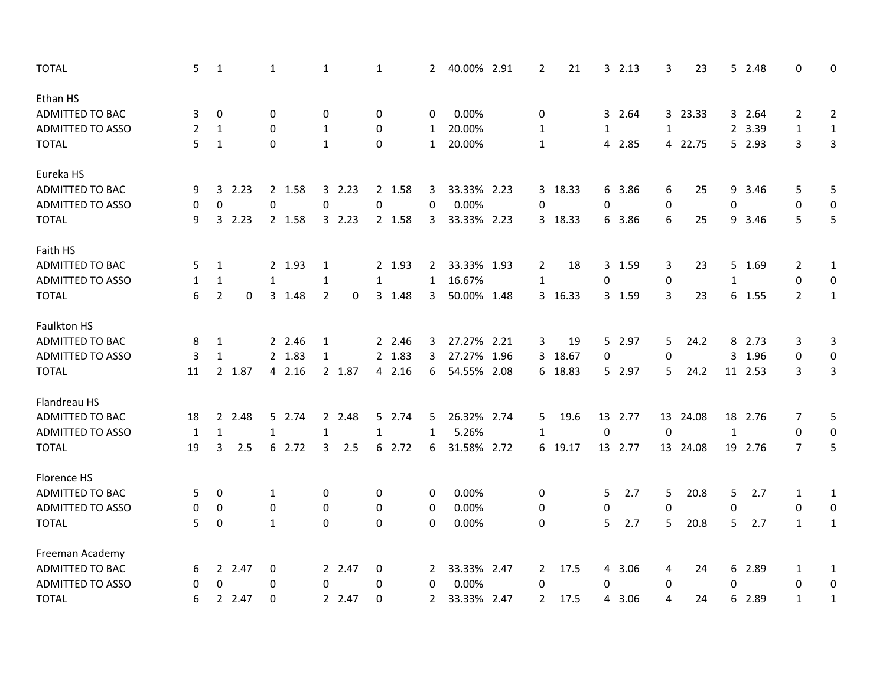| | | | | | | | | | | | | | | | | | | | | | | |
|---|---|---|---|---|---|---|---|---|---|---|---|---|---|---|---|---|---|---|---|---|---|---|
| TOTAL | 5 | 1 | | 1 | | 1 | | 1 | | 2 | 40.00% | 2.91 | 2 | 21 | 3 | 2.13 | 3 | 23 | 5 | 2.48 | 0 | 0 |
| | | | | | | | | | | | | | | | | | | | | | | |
| Ethan HS | | | | | | | | | | | | | | | | | | | | | | |
| ADMITTED TO BAC | 3 | 0 | | 0 | | 0 | | 0 | | 0 | 0.00% | | 0 | | 3 | 2.64 | 3 | 23.33 | 3 | 2.64 | 2 | 2 |
| ADMITTED TO ASSO | 2 | 1 | | 0 | | 1 | | 0 | | 1 | 20.00% | | 1 | | 1 | | 1 | | 2 | 3.39 | 1 | 1 |
| TOTAL | 5 | 1 | | 0 | | 1 | | 0 | | 1 | 20.00% | | 1 | | 4 | 2.85 | 4 | 22.75 | 5 | 2.93 | 3 | 3 |
| | | | | | | | | | | | | | | | | | | | | | | |
| Eureka HS | | | | | | | | | | | | | | | | | | | | | | |
| ADMITTED TO BAC | 9 | 3 | 2.23 | 2 | 1.58 | 3 | 2.23 | 2 | 1.58 | 3 | 33.33% | 2.23 | 3 | 18.33 | 6 | 3.86 | 6 | 25 | 9 | 3.46 | 5 | 5 |
| ADMITTED TO ASSO | 0 | 0 | | 0 | | 0 | | 0 | | 0 | 0.00% | | 0 | | 0 | | 0 | | 0 | | 0 | 0 |
| TOTAL | 9 | 3 | 2.23 | 2 | 1.58 | 3 | 2.23 | 2 | 1.58 | 3 | 33.33% | 2.23 | 3 | 18.33 | 6 | 3.86 | 6 | 25 | 9 | 3.46 | 5 | 5 |
| | | | | | | | | | | | | | | | | | | | | | | |
| Faith HS | | | | | | | | | | | | | | | | | | | | | | |
| ADMITTED TO BAC | 5 | 1 | | 2 | 1.93 | 1 | | 2 | 1.93 | 2 | 33.33% | 1.93 | 2 | 18 | 3 | 1.59 | 3 | 23 | 5 | 1.69 | 2 | 1 |
| ADMITTED TO ASSO | 1 | 1 | | 1 | | 1 | | 1 | | 1 | 16.67% | | 1 | | 0 | | 0 | | 1 | | 0 | 0 |
| TOTAL | 6 | 2 | 0 | 3 | 1.48 | 2 | 0 | 3 | 1.48 | 3 | 50.00% | 1.48 | 3 | 16.33 | 3 | 1.59 | 3 | 23 | 6 | 1.55 | 2 | 1 |
| | | | | | | | | | | | | | | | | | | | | | | |
| Faulkton HS | | | | | | | | | | | | | | | | | | | | | | |
| ADMITTED TO BAC | 8 | 1 | | 2 | 2.46 | 1 | | 2 | 2.46 | 3 | 27.27% | 2.21 | 3 | 19 | 5 | 2.97 | 5 | 24.2 | 8 | 2.73 | 3 | 3 |
| ADMITTED TO ASSO | 3 | 1 | | 2 | 1.83 | 1 | | 2 | 1.83 | 3 | 27.27% | 1.96 | 3 | 18.67 | 0 | | 0 | | 3 | 1.96 | 0 | 0 |
| TOTAL | 11 | 2 | 1.87 | 4 | 2.16 | 2 | 1.87 | 4 | 2.16 | 6 | 54.55% | 2.08 | 6 | 18.83 | 5 | 2.97 | 5 | 24.2 | 11 | 2.53 | 3 | 3 |
| | | | | | | | | | | | | | | | | | | | | | | |
| Flandreau HS | | | | | | | | | | | | | | | | | | | | | | |
| ADMITTED TO BAC | 18 | 2 | 2.48 | 5 | 2.74 | 2 | 2.48 | 5 | 2.74 | 5 | 26.32% | 2.74 | 5 | 19.6 | 13 | 2.77 | 13 | 24.08 | 18 | 2.76 | 7 | 5 |
| ADMITTED TO ASSO | 1 | 1 | | 1 | | 1 | | 1 | | 1 | 5.26% | | 1 | | 0 | | 0 | | 1 | | 0 | 0 |
| TOTAL | 19 | 3 | 2.5 | 6 | 2.72 | 3 | 2.5 | 6 | 2.72 | 6 | 31.58% | 2.72 | 6 | 19.17 | 13 | 2.77 | 13 | 24.08 | 19 | 2.76 | 7 | 5 |
| | | | | | | | | | | | | | | | | | | | | | | |
| Florence HS | | | | | | | | | | | | | | | | | | | | | | |
| ADMITTED TO BAC | 5 | 0 | | 1 | | 0 | | 0 | | 0 | 0.00% | | 0 | | 5 | 2.7 | 5 | 20.8 | 5 | 2.7 | 1 | 1 |
| ADMITTED TO ASSO | 0 | 0 | | 0 | | 0 | | 0 | | 0 | 0.00% | | 0 | | 0 | | 0 | | 0 | | 0 | 0 |
| TOTAL | 5 | 0 | | 1 | | 0 | | 0 | | 0 | 0.00% | | 0 | | 5 | 2.7 | 5 | 20.8 | 5 | 2.7 | 1 | 1 |
| | | | | | | | | | | | | | | | | | | | | | | |
| Freeman Academy | | | | | | | | | | | | | | | | | | | | | | |
| ADMITTED TO BAC | 6 | 2 | 2.47 | 0 | | 2 | 2.47 | 0 | | 2 | 33.33% | 2.47 | 2 | 17.5 | 4 | 3.06 | 4 | 24 | 6 | 2.89 | 1 | 1 |
| ADMITTED TO ASSO | 0 | 0 | | 0 | | 0 | | 0 | | 0 | 0.00% | | 0 | | 0 | | 0 | | 0 | | 0 | 0 |
| TOTAL | 6 | 2 | 2.47 | 0 | | 2 | 2.47 | 0 | | 2 | 33.33% | 2.47 | 2 | 17.5 | 4 | 3.06 | 4 | 24 | 6 | 2.89 | 1 | 1 |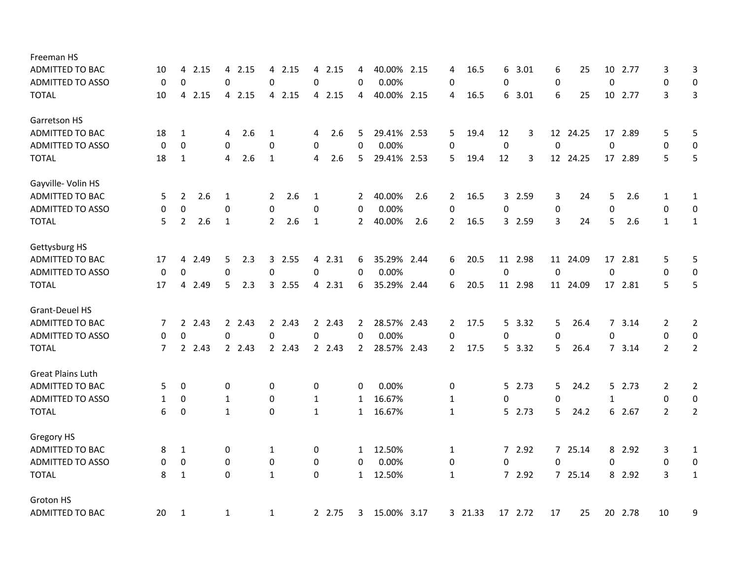| | | | | | | | | | | | | | | | | | | | | | | |
|---|---|---|---|---|---|---|---|---|---|---|---|---|---|---|---|---|---|---|---|---|---|---|
| **Freeman HS** | | | | | | | | | | | | | | | | | | | | | | |
| ADMITTED TO BAC | 10 | 4 | 2.15 | 4 | 2.15 | 4 | 2.15 | 4 | 2.15 | 4 | 40.00% | 2.15 | 4 | 16.5 | 6 | 3.01 | 6 | 25 | 10 | 2.77 | 3 | 3 |
| ADMITTED TO ASSO | 0 | 0 | | 0 | | 0 | | 0 | | 0 | 0.00% | | 0 | | 0 | | 0 | | 0 | | 0 | 0 |
| TOTAL | 10 | 4 | 2.15 | 4 | 2.15 | 4 | 2.15 | 4 | 2.15 | 4 | 40.00% | 2.15 | 4 | 16.5 | 6 | 3.01 | 6 | 25 | 10 | 2.77 | 3 | 3 |
| **Garretson HS** | | | | | | | | | | | | | | | | | | | | | | |
| ADMITTED TO BAC | 18 | 1 | | 4 | 2.6 | 1 | | 4 | 2.6 | 5 | 29.41% | 2.53 | 5 | 19.4 | 12 | 3 | 12 | 24.25 | 17 | 2.89 | 5 | 5 |
| ADMITTED TO ASSO | 0 | 0 | | 0 | | 0 | | 0 | | 0 | 0.00% | | 0 | | 0 | | 0 | | 0 | | 0 | 0 |
| TOTAL | 18 | 1 | | 4 | 2.6 | 1 | | 4 | 2.6 | 5 | 29.41% | 2.53 | 5 | 19.4 | 12 | 3 | 12 | 24.25 | 17 | 2.89 | 5 | 5 |
| **Gayville- Volin HS** | | | | | | | | | | | | | | | | | | | | | | |
| ADMITTED TO BAC | 5 | 2 | 2.6 | 1 | | 2 | 2.6 | 1 | | 2 | 40.00% | 2.6 | 2 | 16.5 | 3 | 2.59 | 3 | 24 | 5 | 2.6 | 1 | 1 |
| ADMITTED TO ASSO | 0 | 0 | | 0 | | 0 | | 0 | | 0 | 0.00% | | 0 | | 0 | | 0 | | 0 | | 0 | 0 |
| TOTAL | 5 | 2 | 2.6 | 1 | | 2 | 2.6 | 1 | | 2 | 40.00% | 2.6 | 2 | 16.5 | 3 | 2.59 | 3 | 24 | 5 | 2.6 | 1 | 1 |
| **Gettysburg HS** | | | | | | | | | | | | | | | | | | | | | | |
| ADMITTED TO BAC | 17 | 4 | 2.49 | 5 | 2.3 | 3 | 2.55 | 4 | 2.31 | 6 | 35.29% | 2.44 | 6 | 20.5 | 11 | 2.98 | 11 | 24.09 | 17 | 2.81 | 5 | 5 |
| ADMITTED TO ASSO | 0 | 0 | | 0 | | 0 | | 0 | | 0 | 0.00% | | 0 | | 0 | | 0 | | 0 | | 0 | 0 |
| TOTAL | 17 | 4 | 2.49 | 5 | 2.3 | 3 | 2.55 | 4 | 2.31 | 6 | 35.29% | 2.44 | 6 | 20.5 | 11 | 2.98 | 11 | 24.09 | 17 | 2.81 | 5 | 5 |
| **Grant-Deuel HS** | | | | | | | | | | | | | | | | | | | | | | |
| ADMITTED TO BAC | 7 | 2 | 2.43 | 2 | 2.43 | 2 | 2.43 | 2 | 2.43 | 2 | 28.57% | 2.43 | 2 | 17.5 | 5 | 3.32 | 5 | 26.4 | 7 | 3.14 | 2 | 2 |
| ADMITTED TO ASSO | 0 | 0 | | 0 | | 0 | | 0 | | 0 | 0.00% | | 0 | | 0 | | 0 | | 0 | | 0 | 0 |
| TOTAL | 7 | 2 | 2.43 | 2 | 2.43 | 2 | 2.43 | 2 | 2.43 | 2 | 28.57% | 2.43 | 2 | 17.5 | 5 | 3.32 | 5 | 26.4 | 7 | 3.14 | 2 | 2 |
| **Great Plains Luth** | | | | | | | | | | | | | | | | | | | | | | |
| ADMITTED TO BAC | 5 | 0 | | 0 | | 0 | | 0 | | 0 | 0.00% | | 0 | | 5 | 2.73 | 5 | 24.2 | 5 | 2.73 | 2 | 2 |
| ADMITTED TO ASSO | 1 | 0 | | 1 | | 0 | | 1 | | 1 | 16.67% | | 1 | | 0 | | 0 | | 1 | | 0 | 0 |
| TOTAL | 6 | 0 | | 1 | | 0 | | 1 | | 1 | 16.67% | | 1 | | 5 | 2.73 | 5 | 24.2 | 6 | 2.67 | 2 | 2 |
| **Gregory HS** | | | | | | | | | | | | | | | | | | | | | | |
| ADMITTED TO BAC | 8 | 1 | | 0 | | 1 | | 0 | | 1 | 12.50% | | 1 | | 7 | 2.92 | 7 | 25.14 | 8 | 2.92 | 3 | 1 |
| ADMITTED TO ASSO | 0 | 0 | | 0 | | 0 | | 0 | | 0 | 0.00% | | 0 | | 0 | | 0 | | 0 | | 0 | 0 |
| TOTAL | 8 | 1 | | 0 | | 1 | | 0 | | 1 | 12.50% | | 1 | | 7 | 2.92 | 7 | 25.14 | 8 | 2.92 | 3 | 1 |
| **Groton HS** | | | | | | | | | | | | | | | | | | | | | | |
| ADMITTED TO BAC | 20 | 1 | | 1 | | 1 | | 2 | 2.75 | 3 | 15.00% | 3.17 | 3 | 21.33 | 17 | 2.72 | 17 | 25 | 20 | 2.78 | 10 | 9 |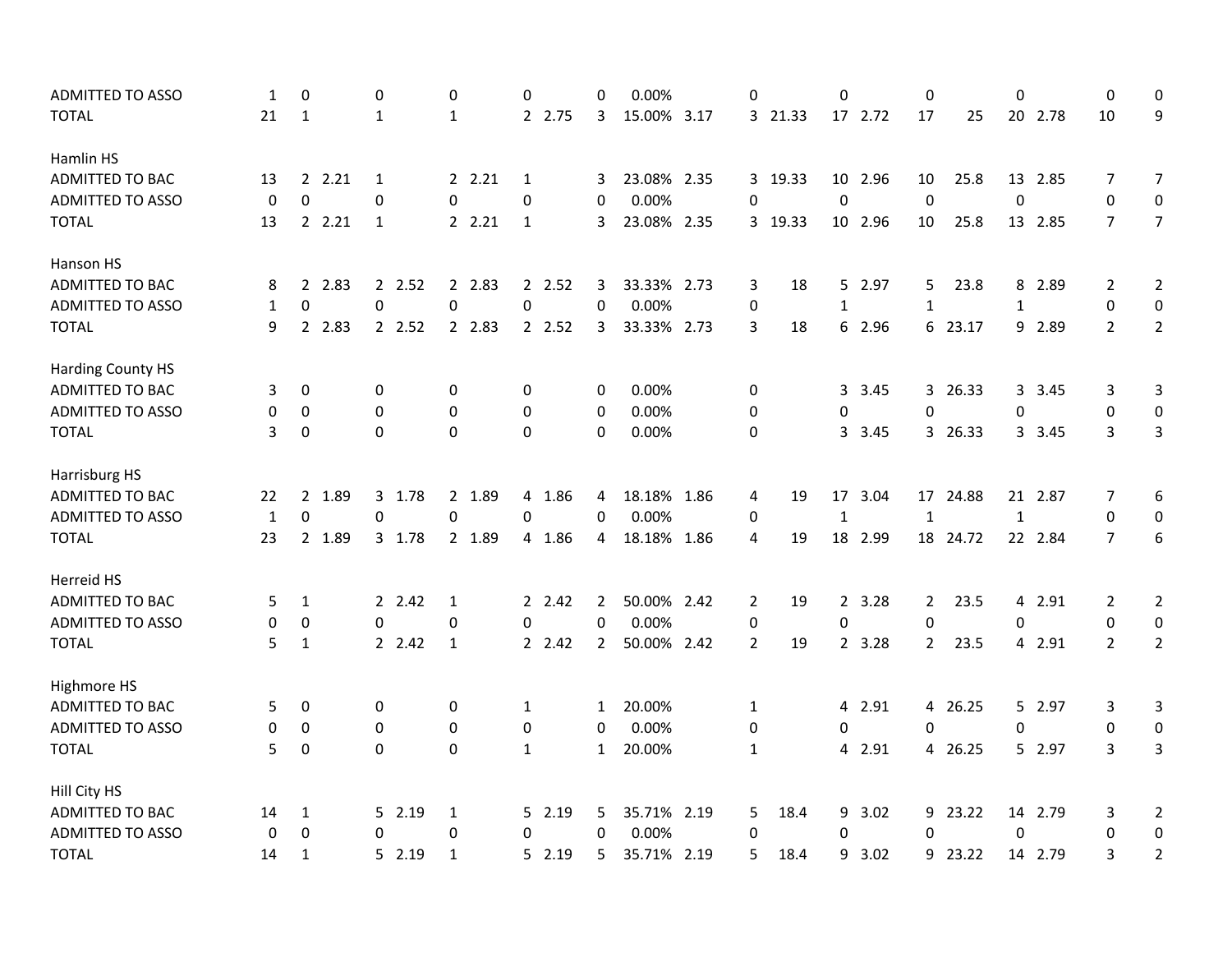| | | | | | | | | | | | | | | | | | | | | | | |
|---|---|---|---|---|---|---|---|---|---|---|---|---|---|---|---|---|---|---|---|---|---|---|
| ADMITTED TO ASSO | 1 | 0 | | 0 | | 0 | | 0 | | 0 | 0.00% | | 0 | | 0 | | 0 | | 0 | | 0 | 0 |
| TOTAL | 21 | 1 | | 1 | | 1 | | 2 | 2.75 | 3 | 15.00% | 3.17 | 3 | 21.33 | 17 | 2.72 | 17 | 25 | 20 | 2.78 | 10 | 9 |
| | | | | | | | | | | | | | | | | | | | | | | |
| Hamlin HS | | | | | | | | | | | | | | | | | | | | | | |
| ADMITTED TO BAC | 13 | 2 | 2.21 | 1 | | 2 | 2.21 | 1 | | 3 | 23.08% | 2.35 | 3 | 19.33 | 10 | 2.96 | 10 | 25.8 | 13 | 2.85 | 7 | 7 |
| ADMITTED TO ASSO | 0 | 0 | | 0 | | 0 | | 0 | | 0 | 0.00% | | 0 | | 0 | | 0 | | 0 | | 0 | 0 |
| TOTAL | 13 | 2 | 2.21 | 1 | | 2 | 2.21 | 1 | | 3 | 23.08% | 2.35 | 3 | 19.33 | 10 | 2.96 | 10 | 25.8 | 13 | 2.85 | 7 | 7 |
| | | | | | | | | | | | | | | | | | | | | | | |
| Hanson HS | | | | | | | | | | | | | | | | | | | | | | |
| ADMITTED TO BAC | 8 | 2 | 2.83 | 2 | 2.52 | 2 | 2.83 | 2 | 2.52 | 3 | 33.33% | 2.73 | 3 | 18 | 5 | 2.97 | 5 | 23.8 | 8 | 2.89 | 2 | 2 |
| ADMITTED TO ASSO | 1 | 0 | | 0 | | 0 | | 0 | | 0 | 0.00% | | 0 | | 1 | | 1 | | 1 | | 0 | 0 |
| TOTAL | 9 | 2 | 2.83 | 2 | 2.52 | 2 | 2.83 | 2 | 2.52 | 3 | 33.33% | 2.73 | 3 | 18 | 6 | 2.96 | 6 | 23.17 | 9 | 2.89 | 2 | 2 |
| | | | | | | | | | | | | | | | | | | | | | | |
| Harding County HS | | | | | | | | | | | | | | | | | | | | | | |
| ADMITTED TO BAC | 3 | 0 | | 0 | | 0 | | 0 | | 0 | 0.00% | | 0 | | 3 | 3.45 | 3 | 26.33 | 3 | 3.45 | 3 | 3 |
| ADMITTED TO ASSO | 0 | 0 | | 0 | | 0 | | 0 | | 0 | 0.00% | | 0 | | 0 | | 0 | | 0 | | 0 | 0 |
| TOTAL | 3 | 0 | | 0 | | 0 | | 0 | | 0 | 0.00% | | 0 | | 3 | 3.45 | 3 | 26.33 | 3 | 3.45 | 3 | 3 |
| | | | | | | | | | | | | | | | | | | | | | | |
| Harrisburg HS | | | | | | | | | | | | | | | | | | | | | | |
| ADMITTED TO BAC | 22 | 2 | 1.89 | 3 | 1.78 | 2 | 1.89 | 4 | 1.86 | 4 | 18.18% | 1.86 | 4 | 19 | 17 | 3.04 | 17 | 24.88 | 21 | 2.87 | 7 | 6 |
| ADMITTED TO ASSO | 1 | 0 | | 0 | | 0 | | 0 | | 0 | 0.00% | | 0 | | 1 | | 1 | | 1 | | 0 | 0 |
| TOTAL | 23 | 2 | 1.89 | 3 | 1.78 | 2 | 1.89 | 4 | 1.86 | 4 | 18.18% | 1.86 | 4 | 19 | 18 | 2.99 | 18 | 24.72 | 22 | 2.84 | 7 | 6 |
| | | | | | | | | | | | | | | | | | | | | | | |
| Herreid HS | | | | | | | | | | | | | | | | | | | | | | |
| ADMITTED TO BAC | 5 | 1 | | 2 | 2.42 | 1 | | 2 | 2.42 | 2 | 50.00% | 2.42 | 2 | 19 | 2 | 3.28 | 2 | 23.5 | 4 | 2.91 | 2 | 2 |
| ADMITTED TO ASSO | 0 | 0 | | 0 | | 0 | | 0 | | 0 | 0.00% | | 0 | | 0 | | 0 | | 0 | | 0 | 0 |
| TOTAL | 5 | 1 | | 2 | 2.42 | 1 | | 2 | 2.42 | 2 | 50.00% | 2.42 | 2 | 19 | 2 | 3.28 | 2 | 23.5 | 4 | 2.91 | 2 | 2 |
| | | | | | | | | | | | | | | | | | | | | | | |
| Highmore HS | | | | | | | | | | | | | | | | | | | | | | |
| ADMITTED TO BAC | 5 | 0 | | 0 | | 0 | | 1 | | 1 | 20.00% | | 1 | | 4 | 2.91 | 4 | 26.25 | 5 | 2.97 | 3 | 3 |
| ADMITTED TO ASSO | 0 | 0 | | 0 | | 0 | | 0 | | 0 | 0.00% | | 0 | | 0 | | 0 | | 0 | | 0 | 0 |
| TOTAL | 5 | 0 | | 0 | | 0 | | 1 | | 1 | 20.00% | | 1 | | 4 | 2.91 | 4 | 26.25 | 5 | 2.97 | 3 | 3 |
| | | | | | | | | | | | | | | | | | | | | | | |
| Hill City HS | | | | | | | | | | | | | | | | | | | | | | |
| ADMITTED TO BAC | 14 | 1 | | 5 | 2.19 | 1 | | 5 | 2.19 | 5 | 35.71% | 2.19 | 5 | 18.4 | 9 | 3.02 | 9 | 23.22 | 14 | 2.79 | 3 | 2 |
| ADMITTED TO ASSO | 0 | 0 | | 0 | | 0 | | 0 | | 0 | 0.00% | | 0 | | 0 | | 0 | | 0 | | 0 | 0 |
| TOTAL | 14 | 1 | | 5 | 2.19 | 1 | | 5 | 2.19 | 5 | 35.71% | 2.19 | 5 | 18.4 | 9 | 3.02 | 9 | 23.22 | 14 | 2.79 | 3 | 2 |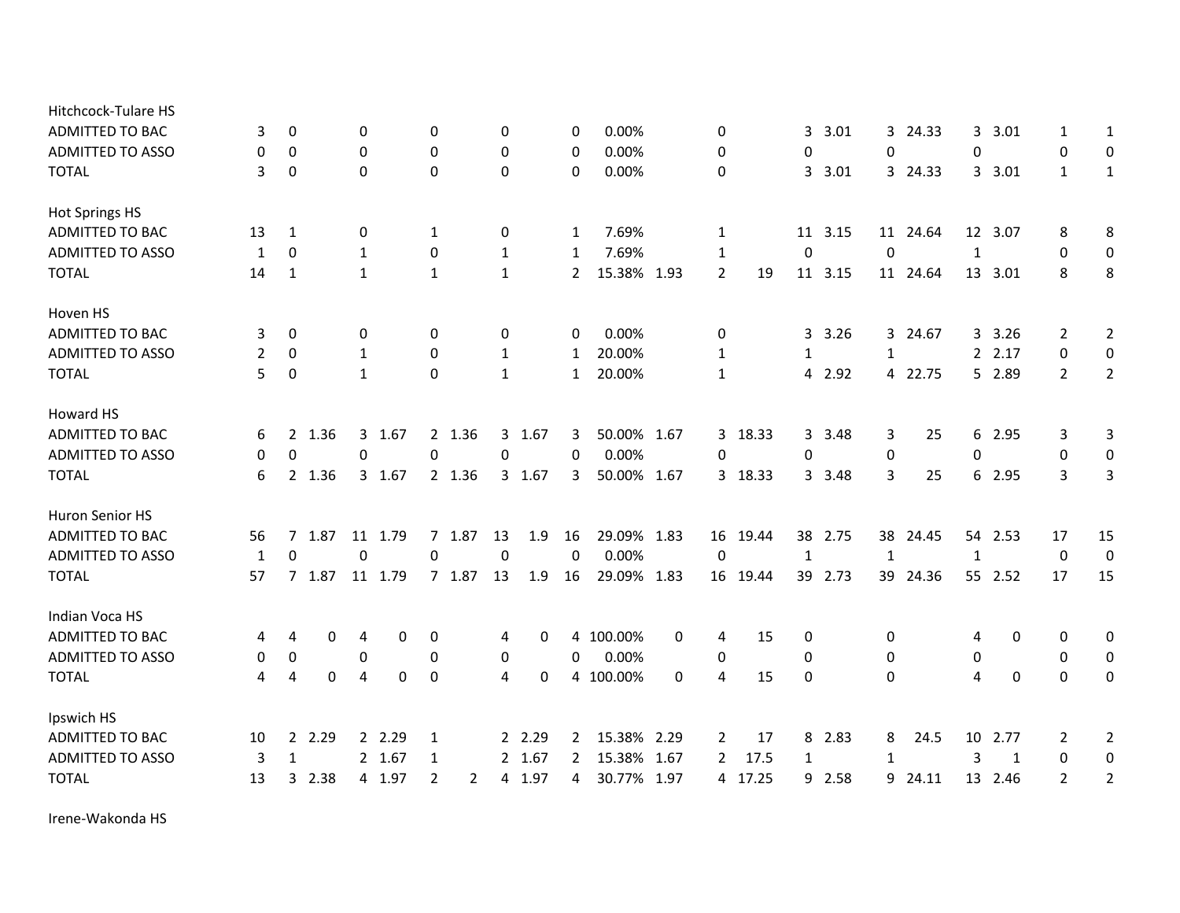| | | | | | | | | | | | | | | | | | | | | | | |
|---|---|---|---|---|---|---|---|---|---|---|---|---|---|---|---|---|---|---|---|---|---|---|
| **Hitchcock-Tulare HS** | | | | | | | | | | | | | | | | | | | | | | |
| ADMITTED TO BAC | 3 | 0 | | 0 | | 0 | | 0 | | 0 | 0.00% | | 0 | | 3 | 3.01 | 3 | 24.33 | 3 | 3.01 | 1 | 1 |
| ADMITTED TO ASSO | 0 | 0 | | 0 | | 0 | | 0 | | 0 | 0.00% | | 0 | | 0 | | 0 | | 0 | | 0 | 0 |
| TOTAL | 3 | 0 | | 0 | | 0 | | 0 | | 0 | 0.00% | | 0 | | 3 | 3.01 | 3 | 24.33 | 3 | 3.01 | 1 | 1 |
| **Hot Springs HS** | | | | | | | | | | | | | | | | | | | | | | |
| ADMITTED TO BAC | 13 | 1 | | 0 | | 1 | | 0 | | 1 | 7.69% | | 1 | | 11 | 3.15 | 11 | 24.64 | 12 | 3.07 | 8 | 8 |
| ADMITTED TO ASSO | 1 | 0 | | 1 | | 0 | | 1 | | 1 | 7.69% | | 1 | | 0 | | 0 | | 1 | | 0 | 0 |
| TOTAL | 14 | 1 | | 1 | | 1 | | 1 | | 2 | 15.38% | 1.93 | 2 | 19 | 11 | 3.15 | 11 | 24.64 | 13 | 3.01 | 8 | 8 |
| **Hoven HS** | | | | | | | | | | | | | | | | | | | | | | |
| ADMITTED TO BAC | 3 | 0 | | 0 | | 0 | | 0 | | 0 | 0.00% | | 0 | | 3 | 3.26 | 3 | 24.67 | 3 | 3.26 | 2 | 2 |
| ADMITTED TO ASSO | 2 | 0 | | 1 | | 0 | | 1 | | 1 | 20.00% | | 1 | | 1 | | 1 | | 2 | 2.17 | 0 | 0 |
| TOTAL | 5 | 0 | | 1 | | 0 | | 1 | | 1 | 20.00% | | 1 | | 4 | 2.92 | 4 | 22.75 | 5 | 2.89 | 2 | 2 |
| **Howard HS** | | | | | | | | | | | | | | | | | | | | | | |
| ADMITTED TO BAC | 6 | 2 | 1.36 | 3 | 1.67 | 2 | 1.36 | 3 | 1.67 | 3 | 50.00% | 1.67 | 3 | 18.33 | 3 | 3.48 | 3 | 25 | 6 | 2.95 | 3 | 3 |
| ADMITTED TO ASSO | 0 | 0 | | 0 | | 0 | | 0 | | 0 | 0.00% | | 0 | | 0 | | 0 | | 0 | | 0 | 0 |
| TOTAL | 6 | 2 | 1.36 | 3 | 1.67 | 2 | 1.36 | 3 | 1.67 | 3 | 50.00% | 1.67 | 3 | 18.33 | 3 | 3.48 | 3 | 25 | 6 | 2.95 | 3 | 3 |
| **Huron Senior HS** | | | | | | | | | | | | | | | | | | | | | | |
| ADMITTED TO BAC | 56 | 7 | 1.87 | 11 | 1.79 | 7 | 1.87 | 13 | 1.9 | 16 | 29.09% | 1.83 | 16 | 19.44 | 38 | 2.75 | 38 | 24.45 | 54 | 2.53 | 17 | 15 |
| ADMITTED TO ASSO | 1 | 0 | | 0 | | 0 | | 0 | | 0 | 0.00% | | 0 | | 1 | | 1 | | 1 | | 0 | 0 |
| TOTAL | 57 | 7 | 1.87 | 11 | 1.79 | 7 | 1.87 | 13 | 1.9 | 16 | 29.09% | 1.83 | 16 | 19.44 | 39 | 2.73 | 39 | 24.36 | 55 | 2.52 | 17 | 15 |
| **Indian Voca HS** | | | | | | | | | | | | | | | | | | | | | | |
| ADMITTED TO BAC | 4 | 4 | 0 | 4 | 0 | 0 | | 4 | 0 | 4 | 100.00% | 0 | 4 | 15 | 0 | | 0 | | 4 | 0 | 0 | 0 |
| ADMITTED TO ASSO | 0 | 0 | | 0 | | 0 | | 0 | | 0 | 0.00% | | 0 | | 0 | | 0 | | 0 | | 0 | 0 |
| TOTAL | 4 | 4 | 0 | 4 | 0 | 0 | | 4 | 0 | 4 | 100.00% | 0 | 4 | 15 | 0 | | 0 | | 4 | 0 | 0 | 0 |
| **Ipswich HS** | | | | | | | | | | | | | | | | | | | | | | |
| ADMITTED TO BAC | 10 | 2 | 2.29 | 2 | 2.29 | 1 | | 2 | 2.29 | 2 | 15.38% | 2.29 | 2 | 17 | 8 | 2.83 | 8 | 24.5 | 10 | 2.77 | 2 | 2 |
| ADMITTED TO ASSO | 3 | 1 | | 2 | 1.67 | 1 | | 2 | 1.67 | 2 | 15.38% | 1.67 | 2 | 17.5 | 1 | | 1 | | 3 | 1 | 0 | 0 |
| TOTAL | 13 | 3 | 2.38 | 4 | 1.97 | 2 | 2 | 4 | 1.97 | 4 | 30.77% | 1.97 | 4 | 17.25 | 9 | 2.58 | 9 | 24.11 | 13 | 2.46 | 2 | 2 |
| **Irene-Wakonda HS** | | | | | | | | | | | | | | | | | | | | | | |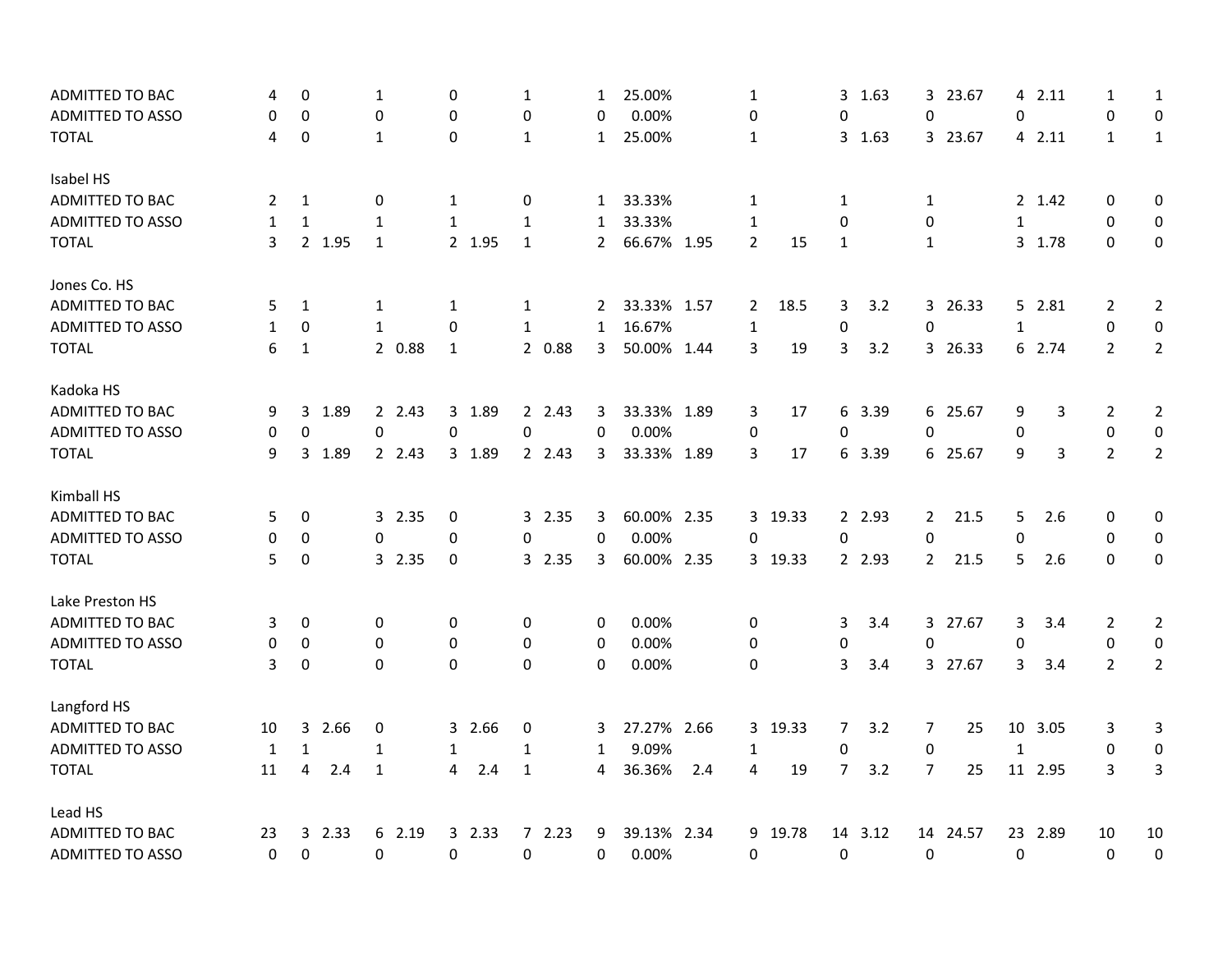| | | | | | | | | | | | | | | | | | | | | | | |
|---|---|---|---|---|---|---|---|---|---|---|---|---|---|---|---|---|---|---|---|---|---|---|
| ADMITTED TO BAC | 4 | 0 | | 1 | | 0 | | 1 | | 1 | 25.00% | | 1 | | 3 | 1.63 | 3 | 23.67 | 4 | 2.11 | 1 | 1 |
| ADMITTED TO ASSO | 0 | 0 | | 0 | | 0 | | 0 | | 0 | 0.00% | | 0 | | 0 | | 0 | | 0 | | 0 | 0 |
| TOTAL | 4 | 0 | | 1 | | 0 | | 1 | | 1 | 25.00% | | 1 | | 3 | 1.63 | 3 | 23.67 | 4 | 2.11 | 1 | 1 |
| Isabel HS | | | | | | | | | | | | | | | | | | | | | | |
| ADMITTED TO BAC | 2 | 1 | | 0 | | 1 | | 0 | | 1 | 33.33% | | 1 | | 1 | | 1 | | 2 | 1.42 | 0 | 0 |
| ADMITTED TO ASSO | 1 | 1 | | 1 | | 1 | | 1 | | 1 | 33.33% | | 1 | | 0 | | 0 | | 1 | | 0 | 0 |
| TOTAL | 3 | 2 | 1.95 | 1 | | 2 | 1.95 | 1 | | 2 | 66.67% | 1.95 | 2 | 15 | 1 | | 1 | | 3 | 1.78 | 0 | 0 |
| Jones Co. HS | | | | | | | | | | | | | | | | | | | | | | |
| ADMITTED TO BAC | 5 | 1 | | 1 | | 1 | | 1 | | 2 | 33.33% | 1.57 | 2 | 18.5 | 3 | 3.2 | 3 | 26.33 | 5 | 2.81 | 2 | 2 |
| ADMITTED TO ASSO | 1 | 0 | | 1 | | 0 | | 1 | | 1 | 16.67% | | 1 | | 0 | | 0 | | 1 | | 0 | 0 |
| TOTAL | 6 | 1 | | 2 | 0.88 | 1 | | 2 | 0.88 | 3 | 50.00% | 1.44 | 3 | 19 | 3 | 3.2 | 3 | 26.33 | 6 | 2.74 | 2 | 2 |
| Kadoka HS | | | | | | | | | | | | | | | | | | | | | | |
| ADMITTED TO BAC | 9 | 3 | 1.89 | 2 | 2.43 | 3 | 1.89 | 2 | 2.43 | 3 | 33.33% | 1.89 | 3 | 17 | 6 | 3.39 | 6 | 25.67 | 9 | 3 | 2 | 2 |
| ADMITTED TO ASSO | 0 | 0 | | 0 | | 0 | | 0 | | 0 | 0.00% | | 0 | | 0 | | 0 | | 0 | | 0 | 0 |
| TOTAL | 9 | 3 | 1.89 | 2 | 2.43 | 3 | 1.89 | 2 | 2.43 | 3 | 33.33% | 1.89 | 3 | 17 | 6 | 3.39 | 6 | 25.67 | 9 | 3 | 2 | 2 |
| Kimball HS | | | | | | | | | | | | | | | | | | | | | | |
| ADMITTED TO BAC | 5 | 0 | | 3 | 2.35 | 0 | | 3 | 2.35 | 3 | 60.00% | 2.35 | 3 | 19.33 | 2 | 2.93 | 2 | 21.5 | 5 | 2.6 | 0 | 0 |
| ADMITTED TO ASSO | 0 | 0 | | 0 | | 0 | | 0 | | 0 | 0.00% | | 0 | | 0 | | 0 | | 0 | | 0 | 0 |
| TOTAL | 5 | 0 | | 3 | 2.35 | 0 | | 3 | 2.35 | 3 | 60.00% | 2.35 | 3 | 19.33 | 2 | 2.93 | 2 | 21.5 | 5 | 2.6 | 0 | 0 |
| Lake Preston HS | | | | | | | | | | | | | | | | | | | | | | |
| ADMITTED TO BAC | 3 | 0 | | 0 | | 0 | | 0 | | 0 | 0.00% | | 0 | | 3 | 3.4 | 3 | 27.67 | 3 | 3.4 | 2 | 2 |
| ADMITTED TO ASSO | 0 | 0 | | 0 | | 0 | | 0 | | 0 | 0.00% | | 0 | | 0 | | 0 | | 0 | | 0 | 0 |
| TOTAL | 3 | 0 | | 0 | | 0 | | 0 | | 0 | 0.00% | | 0 | | 3 | 3.4 | 3 | 27.67 | 3 | 3.4 | 2 | 2 |
| Langford HS | | | | | | | | | | | | | | | | | | | | | | |
| ADMITTED TO BAC | 10 | 3 | 2.66 | 0 | | 3 | 2.66 | 0 | | 3 | 27.27% | 2.66 | 3 | 19.33 | 7 | 3.2 | 7 | 25 | 10 | 3.05 | 3 | 3 |
| ADMITTED TO ASSO | 1 | 1 | | 1 | | 1 | | 1 | | 1 | 9.09% | | 1 | | 0 | | 0 | | 1 | | 0 | 0 |
| TOTAL | 11 | 4 | 2.4 | 1 | | 4 | 2.4 | 1 | | 4 | 36.36% | 2.4 | 4 | 19 | 7 | 3.2 | 7 | 25 | 11 | 2.95 | 3 | 3 |
| Lead HS | | | | | | | | | | | | | | | | | | | | | | |
| ADMITTED TO BAC | 23 | 3 | 2.33 | 6 | 2.19 | 3 | 2.33 | 7 | 2.23 | 9 | 39.13% | 2.34 | 9 | 19.78 | 14 | 3.12 | 14 | 24.57 | 23 | 2.89 | 10 | 10 |
| ADMITTED TO ASSO | 0 | 0 | | 0 | | 0 | | 0 | | 0 | 0.00% | | 0 | | 0 | | 0 | | 0 | | 0 | 0 |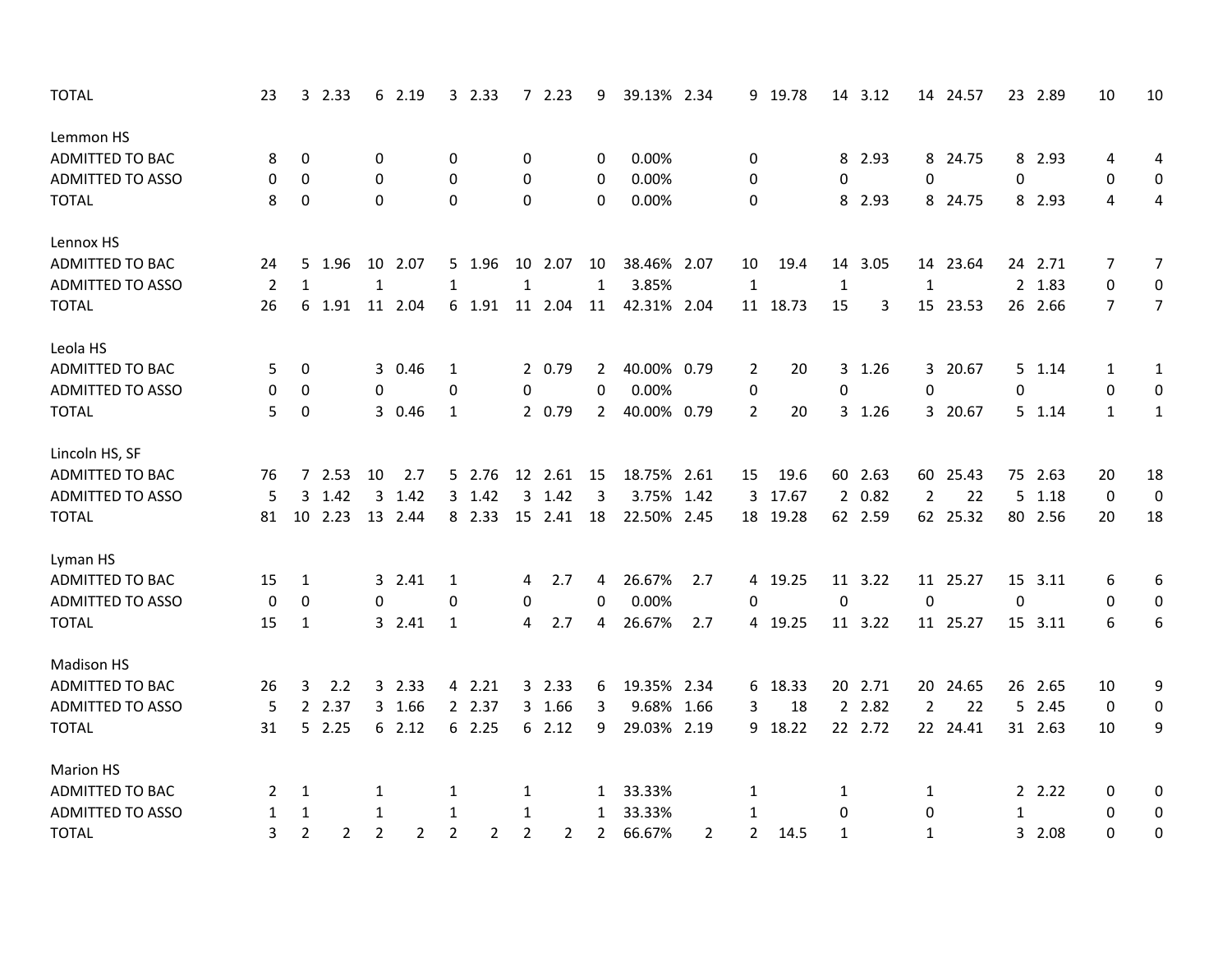| | | | | | | | | | | | | | | | | | | | | | |
|---|---|---|---|---|---|---|---|---|---|---|---|---|---|---|---|---|---|---|---|---|---|
| TOTAL | 23 | 3 | 2.33 | 6 | 2.19 | 3 | 2.33 | 7 | 2.23 | 9 | 39.13% | 2.34 | 9 | 19.78 | 14 | 3.12 | 14 | 24.57 | 23 | 2.89 | 10 | 10 |
| | | | | | | | | | | | | | | | | | | | | | | |
| Lemmon HS | | | | | | | | | | | | | | | | | | | | | | |
| ADMITTED TO BAC | 8 | 0 | | 0 | | 0 | | 0 | | 0 | 0.00% | | 0 | | 8 | 2.93 | 8 | 24.75 | 8 | 2.93 | 4 | 4 |
| ADMITTED TO ASSO | 0 | 0 | | 0 | | 0 | | 0 | | 0 | 0.00% | | 0 | | 0 | | 0 | | 0 | | 0 | 0 |
| TOTAL | 8 | 0 | | 0 | | 0 | | 0 | | 0 | 0.00% | | 0 | | 8 | 2.93 | 8 | 24.75 | 8 | 2.93 | 4 | 4 |
| | | | | | | | | | | | | | | | | | | | | | | |
| Lennox HS | | | | | | | | | | | | | | | | | | | | | | |
| ADMITTED TO BAC | 24 | 5 | 1.96 | 10 | 2.07 | 5 | 1.96 | 10 | 2.07 | 10 | 38.46% | 2.07 | 10 | 19.4 | 14 | 3.05 | 14 | 23.64 | 24 | 2.71 | 7 | 7 |
| ADMITTED TO ASSO | 2 | 1 | | 1 | | 1 | | 1 | | 1 | 3.85% | | 1 | | 1 | | 1 | | 2 | 1.83 | 0 | 0 |
| TOTAL | 26 | 6 | 1.91 | 11 | 2.04 | 6 | 1.91 | 11 | 2.04 | 11 | 42.31% | 2.04 | 11 | 18.73 | 15 | 3 | 15 | 23.53 | 26 | 2.66 | 7 | 7 |
| | | | | | | | | | | | | | | | | | | | | | | |
| Leola HS | | | | | | | | | | | | | | | | | | | | | | |
| ADMITTED TO BAC | 5 | 0 | | 3 | 0.46 | 1 | | 2 | 0.79 | 2 | 40.00% | 0.79 | 2 | 20 | 3 | 1.26 | 3 | 20.67 | 5 | 1.14 | 1 | 1 |
| ADMITTED TO ASSO | 0 | 0 | | 0 | | 0 | | 0 | | 0 | 0.00% | | 0 | | 0 | | 0 | | 0 | | 0 | 0 |
| TOTAL | 5 | 0 | | 3 | 0.46 | 1 | | 2 | 0.79 | 2 | 40.00% | 0.79 | 2 | 20 | 3 | 1.26 | 3 | 20.67 | 5 | 1.14 | 1 | 1 |
| | | | | | | | | | | | | | | | | | | | | | | |
| Lincoln HS, SF | | | | | | | | | | | | | | | | | | | | | | |
| ADMITTED TO BAC | 76 | 7 | 2.53 | 10 | 2.7 | 5 | 2.76 | 12 | 2.61 | 15 | 18.75% | 2.61 | 15 | 19.6 | 60 | 2.63 | 60 | 25.43 | 75 | 2.63 | 20 | 18 |
| ADMITTED TO ASSO | 5 | 3 | 1.42 | 3 | 1.42 | 3 | 1.42 | 3 | 1.42 | 3 | 3.75% | 1.42 | 3 | 17.67 | 2 | 0.82 | 2 | 22 | 5 | 1.18 | 0 | 0 |
| TOTAL | 81 | 10 | 2.23 | 13 | 2.44 | 8 | 2.33 | 15 | 2.41 | 18 | 22.50% | 2.45 | 18 | 19.28 | 62 | 2.59 | 62 | 25.32 | 80 | 2.56 | 20 | 18 |
| | | | | | | | | | | | | | | | | | | | | | | |
| Lyman HS | | | | | | | | | | | | | | | | | | | | | | |
| ADMITTED TO BAC | 15 | 1 | | 3 | 2.41 | 1 | | 4 | 2.7 | 4 | 26.67% | 2.7 | 4 | 19.25 | 11 | 3.22 | 11 | 25.27 | 15 | 3.11 | 6 | 6 |
| ADMITTED TO ASSO | 0 | 0 | | 0 | | 0 | | 0 | | 0 | 0.00% | | 0 | | 0 | | 0 | | 0 | | 0 | 0 |
| TOTAL | 15 | 1 | | 3 | 2.41 | 1 | | 4 | 2.7 | 4 | 26.67% | 2.7 | 4 | 19.25 | 11 | 3.22 | 11 | 25.27 | 15 | 3.11 | 6 | 6 |
| | | | | | | | | | | | | | | | | | | | | | | |
| Madison HS | | | | | | | | | | | | | | | | | | | | | | |
| ADMITTED TO BAC | 26 | 3 | 2.2 | 3 | 2.33 | 4 | 2.21 | 3 | 2.33 | 6 | 19.35% | 2.34 | 6 | 18.33 | 20 | 2.71 | 20 | 24.65 | 26 | 2.65 | 10 | 9 |
| ADMITTED TO ASSO | 5 | 2 | 2.37 | 3 | 1.66 | 2 | 2.37 | 3 | 1.66 | 3 | 9.68% | 1.66 | 3 | 18 | 2 | 2.82 | 2 | 22 | 5 | 2.45 | 0 | 0 |
| TOTAL | 31 | 5 | 2.25 | 6 | 2.12 | 6 | 2.25 | 6 | 2.12 | 9 | 29.03% | 2.19 | 9 | 18.22 | 22 | 2.72 | 22 | 24.41 | 31 | 2.63 | 10 | 9 |
| | | | | | | | | | | | | | | | | | | | | | | |
| Marion HS | | | | | | | | | | | | | | | | | | | | | | |
| ADMITTED TO BAC | 2 | 1 | | 1 | | 1 | | 1 | | 1 | 33.33% | | 1 | | 1 | | 1 | | 2 | 2.22 | 0 | 0 |
| ADMITTED TO ASSO | 1 | 1 | | 1 | | 1 | | 1 | | 1 | 33.33% | | 1 | | 0 | | 0 | | 1 | | 0 | 0 |
| TOTAL | 3 | 2 | 2 | 2 | 2 | 2 | 2 | 2 | 2 | 2 | 66.67% | 2 | 2 | 14.5 | 1 | | 1 | | 3 | 2.08 | 0 | 0 |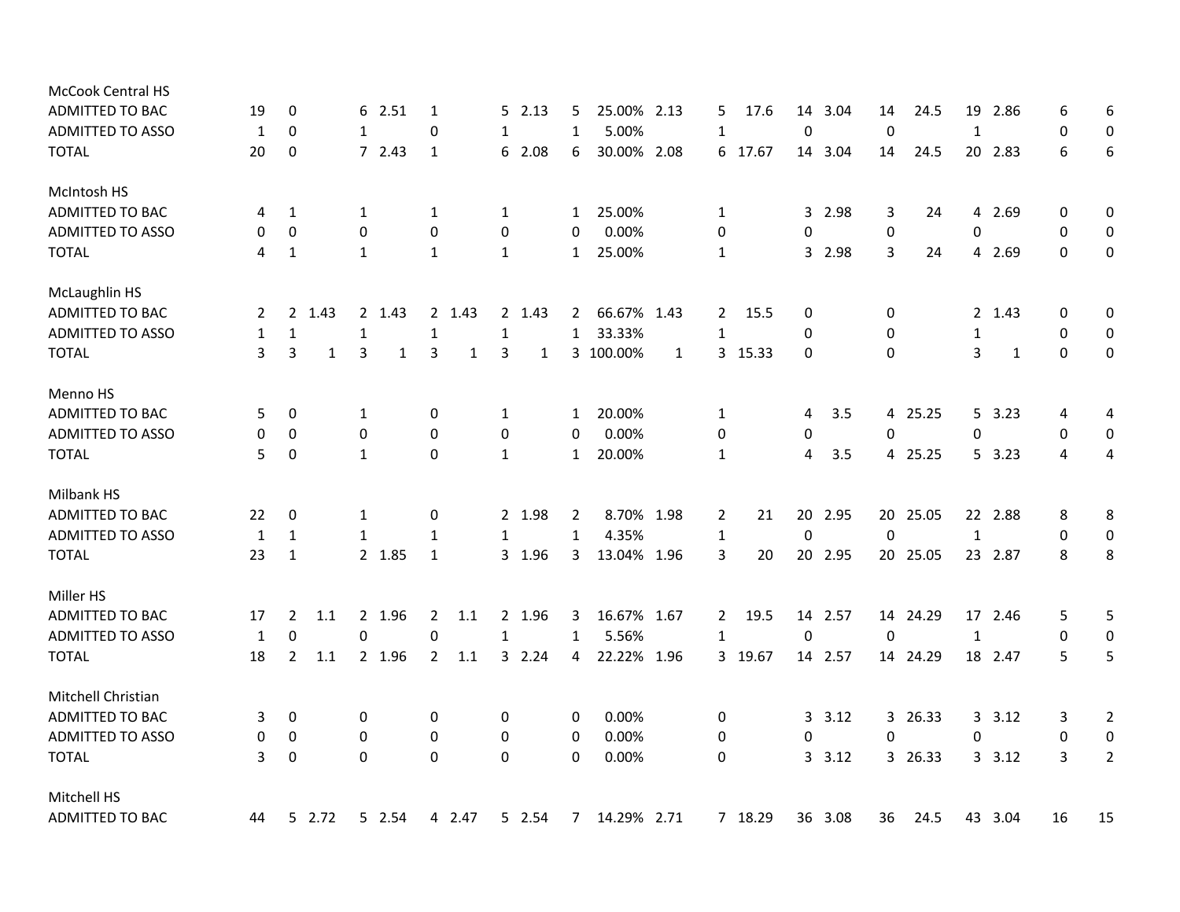| | | | | | | | | | | | | | | | | | | | | | | |
|---|---|---|---|---|---|---|---|---|---|---|---|---|---|---|---|---|---|---|---|---|---|---|
| McCook Central HS | | | | | | | | | | | | | | | | | | | | | | |
| ADMITTED TO BAC | 19 | 0 | | 6 | 2.51 | 1 | | 5 | 2.13 | 5 | 25.00% | 2.13 | 5 | 17.6 | 14 | 3.04 | 14 | 24.5 | 19 | 2.86 | 6 | 6 |
| ADMITTED TO ASSO | 1 | 0 | | 1 | | 0 | | 1 | | 1 | 5.00% | | 1 | | 0 | | 0 | | 1 | | 0 | 0 |
| TOTAL | 20 | 0 | | 7 | 2.43 | 1 | | 6 | 2.08 | 6 | 30.00% | 2.08 | 6 | 17.67 | 14 | 3.04 | 14 | 24.5 | 20 | 2.83 | 6 | 6 |
| McIntosh HS | | | | | | | | | | | | | | | | | | | | | | |
| ADMITTED TO BAC | 4 | 1 | | 1 | | 1 | | 1 | | 1 | 25.00% | | 1 | | 3 | 2.98 | 3 | 24 | 4 | 2.69 | 0 | 0 |
| ADMITTED TO ASSO | 0 | 0 | | 0 | | 0 | | 0 | | 0 | 0.00% | | 0 | | 0 | | 0 | | 0 | | 0 | 0 |
| TOTAL | 4 | 1 | | 1 | | 1 | | 1 | | 1 | 25.00% | | 1 | | 3 | 2.98 | 3 | 24 | 4 | 2.69 | 0 | 0 |
| McLaughlin HS | | | | | | | | | | | | | | | | | | | | | | |
| ADMITTED TO BAC | 2 | 2 | 1.43 | 2 | 1.43 | 2 | 1.43 | 2 | 1.43 | 2 | 66.67% | 1.43 | 2 | 15.5 | 0 | | 0 | | 2 | 1.43 | 0 | 0 |
| ADMITTED TO ASSO | 1 | 1 | | 1 | | 1 | | 1 | | 1 | 33.33% | | 1 | | 0 | | 0 | | 1 | | 0 | 0 |
| TOTAL | 3 | 3 | 1 | 3 | 1 | 3 | 1 | 3 | 1 | 3 | 100.00% | 1 | 3 | 15.33 | 0 | | 0 | | 3 | 1 | 0 | 0 |
| Menno HS | | | | | | | | | | | | | | | | | | | | | | |
| ADMITTED TO BAC | 5 | 0 | | 1 | | 0 | | 1 | | 1 | 20.00% | | 1 | | 4 | 3.5 | 4 | 25.25 | 5 | 3.23 | 4 | 4 |
| ADMITTED TO ASSO | 0 | 0 | | 0 | | 0 | | 0 | | 0 | 0.00% | | 0 | | 0 | | 0 | | 0 | | 0 | 0 |
| TOTAL | 5 | 0 | | 1 | | 0 | | 1 | | 1 | 20.00% | | 1 | | 4 | 3.5 | 4 | 25.25 | 5 | 3.23 | 4 | 4 |
| Milbank HS | | | | | | | | | | | | | | | | | | | | | | |
| ADMITTED TO BAC | 22 | 0 | | 1 | | 0 | | 2 | 1.98 | 2 | 8.70% | 1.98 | 2 | 21 | 20 | 2.95 | 20 | 25.05 | 22 | 2.88 | 8 | 8 |
| ADMITTED TO ASSO | 1 | 1 | | 1 | | 1 | | 1 | | 1 | 4.35% | | 1 | | 0 | | 0 | | 1 | | 0 | 0 |
| TOTAL | 23 | 1 | | 2 | 1.85 | 1 | | 3 | 1.96 | 3 | 13.04% | 1.96 | 3 | 20 | 20 | 2.95 | 20 | 25.05 | 23 | 2.87 | 8 | 8 |
| Miller HS | | | | | | | | | | | | | | | | | | | | | | |
| ADMITTED TO BAC | 17 | 2 | 1.1 | 2 | 1.96 | 2 | 1.1 | 2 | 1.96 | 3 | 16.67% | 1.67 | 2 | 19.5 | 14 | 2.57 | 14 | 24.29 | 17 | 2.46 | 5 | 5 |
| ADMITTED TO ASSO | 1 | 0 | | 0 | | 0 | | 1 | | 1 | 5.56% | | 1 | | 0 | | 0 | | 1 | | 0 | 0 |
| TOTAL | 18 | 2 | 1.1 | 2 | 1.96 | 2 | 1.1 | 3 | 2.24 | 4 | 22.22% | 1.96 | 3 | 19.67 | 14 | 2.57 | 14 | 24.29 | 18 | 2.47 | 5 | 5 |
| Mitchell Christian | | | | | | | | | | | | | | | | | | | | | | |
| ADMITTED TO BAC | 3 | 0 | | 0 | | 0 | | 0 | | 0 | 0.00% | | 0 | | 3 | 3.12 | 3 | 26.33 | 3 | 3.12 | 3 | 2 |
| ADMITTED TO ASSO | 0 | 0 | | 0 | | 0 | | 0 | | 0 | 0.00% | | 0 | | 0 | | 0 | | 0 | | 0 | 0 |
| TOTAL | 3 | 0 | | 0 | | 0 | | 0 | | 0 | 0.00% | | 0 | | 3 | 3.12 | 3 | 26.33 | 3 | 3.12 | 3 | 2 |
| Mitchell HS | | | | | | | | | | | | | | | | | | | | | | |
| ADMITTED TO BAC | 44 | 5 | 2.72 | 5 | 2.54 | 4 | 2.47 | 5 | 2.54 | 7 | 14.29% | 2.71 | 7 | 18.29 | 36 | 3.08 | 36 | 24.5 | 43 | 3.04 | 16 | 15 |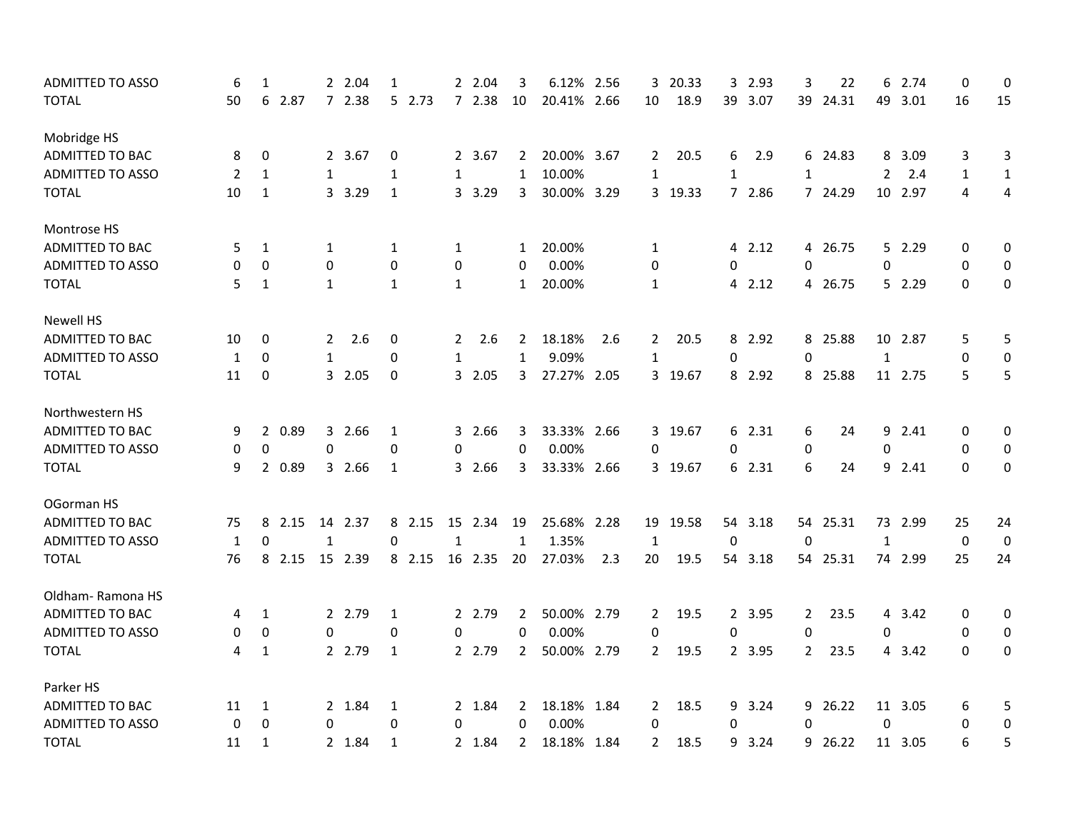| | | | | | | | | | | | | | | | | | | | | | | |
|---|---|---|---|---|---|---|---|---|---|---|---|---|---|---|---|---|---|---|---|---|---|---|
| ADMITTED TO ASSO | 6 | 1 | | 2 | 2.04 | 1 | | 2 | 2.04 | 3 | 6.12% | 2.56 | 3 | 20.33 | 3 | 2.93 | 3 | 22 | 6 | 2.74 | 0 | 0 |
| TOTAL | 50 | 6 | 2.87 | 7 | 2.38 | 5 | 2.73 | 7 | 2.38 | 10 | 20.41% | 2.66 | 10 | 18.9 | 39 | 3.07 | 39 | 24.31 | 49 | 3.01 | 16 | 15 |
| | | | | | | | | | | | | | | | | | | | | | | |
| Mobridge HS | | | | | | | | | | | | | | | | | | | | | | |
| ADMITTED TO BAC | 8 | 0 | | 2 | 3.67 | 0 | | 2 | 3.67 | 2 | 20.00% | 3.67 | 2 | 20.5 | 6 | 2.9 | 6 | 24.83 | 8 | 3.09 | 3 | 3 |
| ADMITTED TO ASSO | 2 | 1 | | 1 | | 1 | | 1 | | 1 | 10.00% | | 1 | | 1 | | 1 | | 2 | 2.4 | 1 | 1 |
| TOTAL | 10 | 1 | | 3 | 3.29 | 1 | | 3 | 3.29 | 3 | 30.00% | 3.29 | 3 | 19.33 | 7 | 2.86 | 7 | 24.29 | 10 | 2.97 | 4 | 4 |
| | | | | | | | | | | | | | | | | | | | | | | |
| Montrose HS | | | | | | | | | | | | | | | | | | | | | | |
| ADMITTED TO BAC | 5 | 1 | | 1 | | 1 | | 1 | | 1 | 20.00% | | 1 | | 4 | 2.12 | 4 | 26.75 | 5 | 2.29 | 0 | 0 |
| ADMITTED TO ASSO | 0 | 0 | | 0 | | 0 | | 0 | | 0 | 0.00% | | 0 | | 0 | | 0 | | 0 | | 0 | 0 |
| TOTAL | 5 | 1 | | 1 | | 1 | | 1 | | 1 | 20.00% | | 1 | | 4 | 2.12 | 4 | 26.75 | 5 | 2.29 | 0 | 0 |
| | | | | | | | | | | | | | | | | | | | | | | |
| Newell HS | | | | | | | | | | | | | | | | | | | | | | |
| ADMITTED TO BAC | 10 | 0 | | 2 | 2.6 | 0 | | 2 | 2.6 | 2 | 18.18% | 2.6 | 2 | 20.5 | 8 | 2.92 | 8 | 25.88 | 10 | 2.87 | 5 | 5 |
| ADMITTED TO ASSO | 1 | 0 | | 1 | | 0 | | 1 | | 1 | 9.09% | | 1 | | 0 | | 0 | | 1 | | 0 | 0 |
| TOTAL | 11 | 0 | | 3 | 2.05 | 0 | | 3 | 2.05 | 3 | 27.27% | 2.05 | 3 | 19.67 | 8 | 2.92 | 8 | 25.88 | 11 | 2.75 | 5 | 5 |
| | | | | | | | | | | | | | | | | | | | | | | |
| Northwestern HS | | | | | | | | | | | | | | | | | | | | | | |
| ADMITTED TO BAC | 9 | 2 | 0.89 | 3 | 2.66 | 1 | | 3 | 2.66 | 3 | 33.33% | 2.66 | 3 | 19.67 | 6 | 2.31 | 6 | 24 | 9 | 2.41 | 0 | 0 |
| ADMITTED TO ASSO | 0 | 0 | | 0 | | 0 | | 0 | | 0 | 0.00% | | 0 | | 0 | | 0 | | 0 | | 0 | 0 |
| TOTAL | 9 | 2 | 0.89 | 3 | 2.66 | 1 | | 3 | 2.66 | 3 | 33.33% | 2.66 | 3 | 19.67 | 6 | 2.31 | 6 | 24 | 9 | 2.41 | 0 | 0 |
| | | | | | | | | | | | | | | | | | | | | | | |
| OGorman HS | | | | | | | | | | | | | | | | | | | | | | |
| ADMITTED TO BAC | 75 | 8 | 2.15 | 14 | 2.37 | 8 | 2.15 | 15 | 2.34 | 19 | 25.68% | 2.28 | 19 | 19.58 | 54 | 3.18 | 54 | 25.31 | 73 | 2.99 | 25 | 24 |
| ADMITTED TO ASSO | 1 | 0 | | 1 | | 0 | | 1 | | 1 | 1.35% | | 1 | | 0 | | 0 | | 1 | | 0 | 0 |
| TOTAL | 76 | 8 | 2.15 | 15 | 2.39 | 8 | 2.15 | 16 | 2.35 | 20 | 27.03% | 2.3 | 20 | 19.5 | 54 | 3.18 | 54 | 25.31 | 74 | 2.99 | 25 | 24 |
| | | | | | | | | | | | | | | | | | | | | | | |
| Oldham- Ramona HS | | | | | | | | | | | | | | | | | | | | | | |
| ADMITTED TO BAC | 4 | 1 | | 2 | 2.79 | 1 | | 2 | 2.79 | 2 | 50.00% | 2.79 | 2 | 19.5 | 2 | 3.95 | 2 | 23.5 | 4 | 3.42 | 0 | 0 |
| ADMITTED TO ASSO | 0 | 0 | | 0 | | 0 | | 0 | | 0 | 0.00% | | 0 | | 0 | | 0 | | 0 | | 0 | 0 |
| TOTAL | 4 | 1 | | 2 | 2.79 | 1 | | 2 | 2.79 | 2 | 50.00% | 2.79 | 2 | 19.5 | 2 | 3.95 | 2 | 23.5 | 4 | 3.42 | 0 | 0 |
| | | | | | | | | | | | | | | | | | | | | | | |
| Parker HS | | | | | | | | | | | | | | | | | | | | | | |
| ADMITTED TO BAC | 11 | 1 | | 2 | 1.84 | 1 | | 2 | 1.84 | 2 | 18.18% | 1.84 | 2 | 18.5 | 9 | 3.24 | 9 | 26.22 | 11 | 3.05 | 6 | 5 |
| ADMITTED TO ASSO | 0 | 0 | | 0 | | 0 | | 0 | | 0 | 0.00% | | 0 | | 0 | | 0 | | 0 | | 0 | 0 |
| TOTAL | 11 | 1 | | 2 | 1.84 | 1 | | 2 | 1.84 | 2 | 18.18% | 1.84 | 2 | 18.5 | 9 | 3.24 | 9 | 26.22 | 11 | 3.05 | 6 | 5 |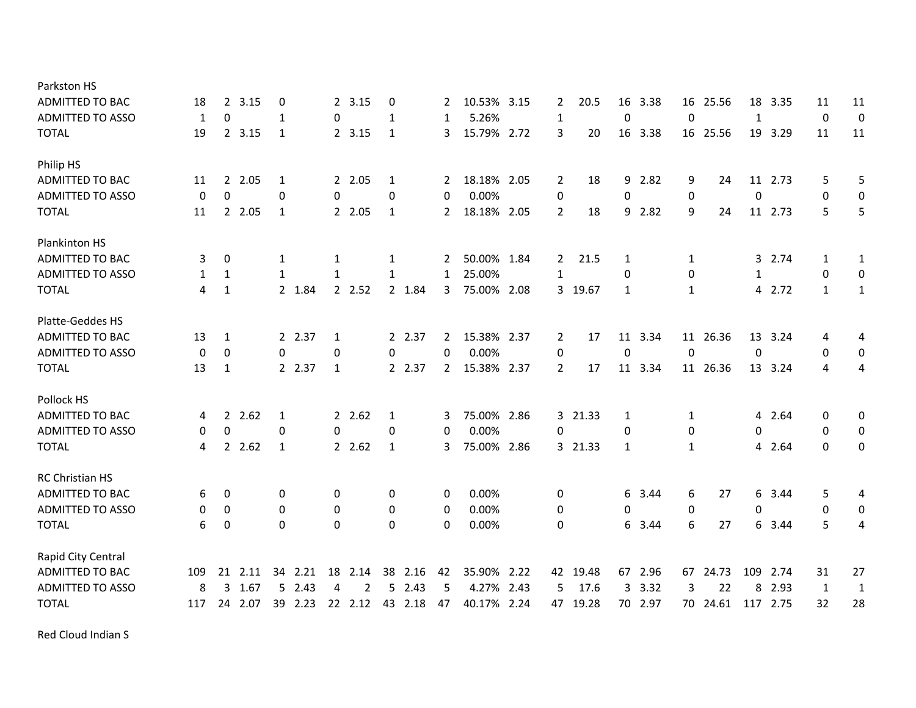| | | | | | | | | | | | | | | | | | | | | | | |
|---|---|---|---|---|---|---|---|---|---|---|---|---|---|---|---|---|---|---|---|---|---|---|
| **Parkston HS** | | | | | | | | | | | | | | | | | | | | | | |
| ADMITTED TO BAC | 18 | 2 | 3.15 | 0 | | 2 | 3.15 | 0 | | 2 | 10.53% | 3.15 | 2 | 20.5 | 16 | 3.38 | 16 | 25.56 | 18 | 3.35 | 11 | 11 |
| ADMITTED TO ASSO | 1 | 0 | | 1 | | 0 | | 1 | | 1 | 5.26% | | 1 | | 0 | | 0 | | 1 | | 0 | 0 |
| TOTAL | 19 | 2 | 3.15 | 1 | | 2 | 3.15 | 1 | | 3 | 15.79% | 2.72 | 3 | 20 | 16 | 3.38 | 16 | 25.56 | 19 | 3.29 | 11 | 11 |
| **Philip HS** | | | | | | | | | | | | | | | | | | | | | | |
| ADMITTED TO BAC | 11 | 2 | 2.05 | 1 | | 2 | 2.05 | 1 | | 2 | 18.18% | 2.05 | 2 | 18 | 9 | 2.82 | 9 | 24 | 11 | 2.73 | 5 | 5 |
| ADMITTED TO ASSO | 0 | 0 | | 0 | | 0 | | 0 | | 0 | 0.00% | | 0 | | 0 | | 0 | | 0 | | 0 | 0 |
| TOTAL | 11 | 2 | 2.05 | 1 | | 2 | 2.05 | 1 | | 2 | 18.18% | 2.05 | 2 | 18 | 9 | 2.82 | 9 | 24 | 11 | 2.73 | 5 | 5 |
| **Plankinton HS** | | | | | | | | | | | | | | | | | | | | | | |
| ADMITTED TO BAC | 3 | 0 | | 1 | | 1 | | 1 | | 2 | 50.00% | 1.84 | 2 | 21.5 | 1 | | 1 | | 3 | 2.74 | 1 | 1 |
| ADMITTED TO ASSO | 1 | 1 | | 1 | | 1 | | 1 | | 1 | 25.00% | | 1 | | 0 | | 0 | | 1 | | 0 | 0 |
| TOTAL | 4 | 1 | | 2 | 1.84 | 2 | 2.52 | 2 | 1.84 | 3 | 75.00% | 2.08 | 3 | 19.67 | 1 | | 1 | | 4 | 2.72 | 1 | 1 |
| **Platte-Geddes HS** | | | | | | | | | | | | | | | | | | | | | | |
| ADMITTED TO BAC | 13 | 1 | | 2 | 2.37 | 1 | | 2 | 2.37 | 2 | 15.38% | 2.37 | 2 | 17 | 11 | 3.34 | 11 | 26.36 | 13 | 3.24 | 4 | 4 |
| ADMITTED TO ASSO | 0 | 0 | | 0 | | 0 | | 0 | | 0 | 0.00% | | 0 | | 0 | | 0 | | 0 | | 0 | 0 |
| TOTAL | 13 | 1 | | 2 | 2.37 | 1 | | 2 | 2.37 | 2 | 15.38% | 2.37 | 2 | 17 | 11 | 3.34 | 11 | 26.36 | 13 | 3.24 | 4 | 4 |
| **Pollock HS** | | | | | | | | | | | | | | | | | | | | | | |
| ADMITTED TO BAC | 4 | 2 | 2.62 | 1 | | 2 | 2.62 | 1 | | 3 | 75.00% | 2.86 | 3 | 21.33 | 1 | | 1 | | 4 | 2.64 | 0 | 0 |
| ADMITTED TO ASSO | 0 | 0 | | 0 | | 0 | | 0 | | 0 | 0.00% | | 0 | | 0 | | 0 | | 0 | | 0 | 0 |
| TOTAL | 4 | 2 | 2.62 | 1 | | 2 | 2.62 | 1 | | 3 | 75.00% | 2.86 | 3 | 21.33 | 1 | | 1 | | 4 | 2.64 | 0 | 0 |
| **RC Christian HS** | | | | | | | | | | | | | | | | | | | | | | |
| ADMITTED TO BAC | 6 | 0 | | 0 | | 0 | | 0 | | 0 | 0.00% | | 0 | | 6 | 3.44 | 6 | 27 | 6 | 3.44 | 5 | 4 |
| ADMITTED TO ASSO | 0 | 0 | | 0 | | 0 | | 0 | | 0 | 0.00% | | 0 | | 0 | | 0 | | 0 | | 0 | 0 |
| TOTAL | 6 | 0 | | 0 | | 0 | | 0 | | 0 | 0.00% | | 0 | | 6 | 3.44 | 6 | 27 | 6 | 3.44 | 5 | 4 |
| **Rapid City Central** | | | | | | | | | | | | | | | | | | | | | | |
| ADMITTED TO BAC | 109 | 21 | 2.11 | 34 | 2.21 | 18 | 2.14 | 38 | 2.16 | 42 | 35.90% | 2.22 | 42 | 19.48 | 67 | 2.96 | 67 | 24.73 | 109 | 2.74 | 31 | 27 |
| ADMITTED TO ASSO | 8 | 3 | 1.67 | 5 | 2.43 | 4 | 2 | 5 | 2.43 | 5 | 4.27% | 2.43 | 5 | 17.6 | 3 | 3.32 | 3 | 22 | 8 | 2.93 | 1 | 1 |
| TOTAL | 117 | 24 | 2.07 | 39 | 2.23 | 22 | 2.12 | 43 | 2.18 | 47 | 40.17% | 2.24 | 47 | 19.28 | 70 | 2.97 | 70 | 24.61 | 117 | 2.75 | 32 | 28 |

Red Cloud Indian S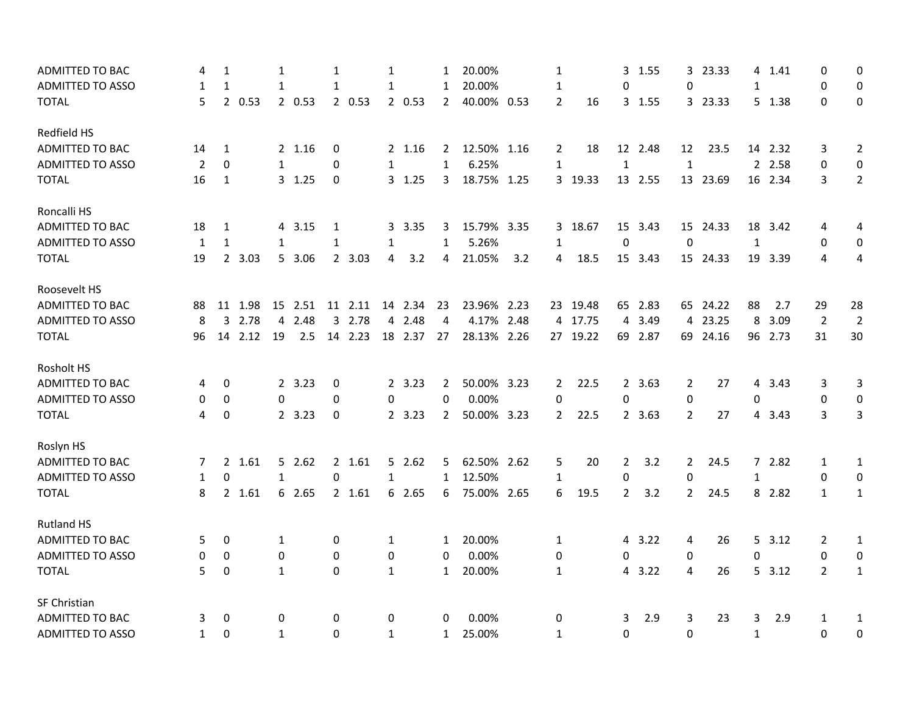| | | | | | | | | | | | | | | | | | | | | | |
|---|---|---|---|---|---|---|---|---|---|---|---|---|---|---|---|---|---|---|---|---|---|
| ADMITTED TO BAC | 4 | 1 | | 1 | | 1 | | 1 | | 1 | 20.00% | | 1 | | 3 | 1.55 | 3 | 23.33 | 4 | 1.41 | 0 | 0 |
| ADMITTED TO ASSO | 1 | 1 | | 1 | | 1 | | 1 | | 1 | 20.00% | | 1 | | 0 | | 0 | | 1 | | 0 | 0 |
| TOTAL | 5 | 2 | 0.53 | 2 | 0.53 | 2 | 0.53 | 2 | 0.53 | 2 | 40.00% | 0.53 | 2 | 16 | 3 | 1.55 | 3 | 23.33 | 5 | 1.38 | 0 | 0 |
| | | | | | | | | | | | | | | | | | | | | | | |
| Redfield HS | | | | | | | | | | | | | | | | | | | | | | |
| ADMITTED TO BAC | 14 | 1 | | 2 | 1.16 | 0 | | 2 | 1.16 | 2 | 12.50% | 1.16 | 2 | 18 | 12 | 2.48 | 12 | 23.5 | 14 | 2.32 | 3 | 2 |
| ADMITTED TO ASSO | 2 | 0 | | 1 | | 0 | | 1 | | 1 | 6.25% | | 1 | | 1 | | 1 | | 2 | 2.58 | 0 | 0 |
| TOTAL | 16 | 1 | | 3 | 1.25 | 0 | | 3 | 1.25 | 3 | 18.75% | 1.25 | 3 | 19.33 | 13 | 2.55 | 13 | 23.69 | 16 | 2.34 | 3 | 2 |
| | | | | | | | | | | | | | | | | | | | | | | |
| Roncalli HS | | | | | | | | | | | | | | | | | | | | | | |
| ADMITTED TO BAC | 18 | 1 | | 4 | 3.15 | 1 | | 3 | 3.35 | 3 | 15.79% | 3.35 | 3 | 18.67 | 15 | 3.43 | 15 | 24.33 | 18 | 3.42 | 4 | 4 |
| ADMITTED TO ASSO | 1 | 1 | | 1 | | 1 | | 1 | | 1 | 5.26% | | 1 | | 0 | | 0 | | 1 | | 0 | 0 |
| TOTAL | 19 | 2 | 3.03 | 5 | 3.06 | 2 | 3.03 | 4 | 3.2 | 4 | 21.05% | 3.2 | 4 | 18.5 | 15 | 3.43 | 15 | 24.33 | 19 | 3.39 | 4 | 4 |
| | | | | | | | | | | | | | | | | | | | | | | |
| Roosevelt HS | | | | | | | | | | | | | | | | | | | | | | |
| ADMITTED TO BAC | 88 | 11 | 1.98 | 15 | 2.51 | 11 | 2.11 | 14 | 2.34 | 23 | 23.96% | 2.23 | 23 | 19.48 | 65 | 2.83 | 65 | 24.22 | 88 | 2.7 | 29 | 28 |
| ADMITTED TO ASSO | 8 | 3 | 2.78 | 4 | 2.48 | 3 | 2.78 | 4 | 2.48 | 4 | 4.17% | 2.48 | 4 | 17.75 | 4 | 3.49 | 4 | 23.25 | 8 | 3.09 | 2 | 2 |
| TOTAL | 96 | 14 | 2.12 | 19 | 2.5 | 14 | 2.23 | 18 | 2.37 | 27 | 28.13% | 2.26 | 27 | 19.22 | 69 | 2.87 | 69 | 24.16 | 96 | 2.73 | 31 | 30 |
| | | | | | | | | | | | | | | | | | | | | | | |
| Rosholt HS | | | | | | | | | | | | | | | | | | | | | | |
| ADMITTED TO BAC | 4 | 0 | | 2 | 3.23 | 0 | | 2 | 3.23 | 2 | 50.00% | 3.23 | 2 | 22.5 | 2 | 3.63 | 2 | 27 | 4 | 3.43 | 3 | 3 |
| ADMITTED TO ASSO | 0 | 0 | | 0 | | 0 | | 0 | | 0 | 0.00% | | 0 | | 0 | | 0 | | 0 | | 0 | 0 |
| TOTAL | 4 | 0 | | 2 | 3.23 | 0 | | 2 | 3.23 | 2 | 50.00% | 3.23 | 2 | 22.5 | 2 | 3.63 | 2 | 27 | 4 | 3.43 | 3 | 3 |
| | | | | | | | | | | | | | | | | | | | | | | |
| Roslyn HS | | | | | | | | | | | | | | | | | | | | | | |
| ADMITTED TO BAC | 7 | 2 | 1.61 | 5 | 2.62 | 2 | 1.61 | 5 | 2.62 | 5 | 62.50% | 2.62 | 5 | 20 | 2 | 3.2 | 2 | 24.5 | 7 | 2.82 | 1 | 1 |
| ADMITTED TO ASSO | 1 | 0 | | 1 | | 0 | | 1 | | 1 | 12.50% | | 1 | | 0 | | 0 | | 1 | | 0 | 0 |
| TOTAL | 8 | 2 | 1.61 | 6 | 2.65 | 2 | 1.61 | 6 | 2.65 | 6 | 75.00% | 2.65 | 6 | 19.5 | 2 | 3.2 | 2 | 24.5 | 8 | 2.82 | 1 | 1 |
| | | | | | | | | | | | | | | | | | | | | | | |
| Rutland HS | | | | | | | | | | | | | | | | | | | | | | |
| ADMITTED TO BAC | 5 | 0 | | 1 | | 0 | | 1 | | 1 | 20.00% | | 1 | | 4 | 3.22 | 4 | 26 | 5 | 3.12 | 2 | 1 |
| ADMITTED TO ASSO | 0 | 0 | | 0 | | 0 | | 0 | | 0 | 0.00% | | 0 | | 0 | | 0 | | 0 | | 0 | 0 |
| TOTAL | 5 | 0 | | 1 | | 0 | | 1 | | 1 | 20.00% | | 1 | | 4 | 3.22 | 4 | 26 | 5 | 3.12 | 2 | 1 |
| | | | | | | | | | | | | | | | | | | | | | | |
| SF Christian | | | | | | | | | | | | | | | | | | | | | | |
| ADMITTED TO BAC | 3 | 0 | | 0 | | 0 | | 0 | | 0 | 0.00% | | 0 | | 3 | 2.9 | 3 | 23 | 3 | 2.9 | 1 | 1 |
| ADMITTED TO ASSO | 1 | 0 | | 1 | | 0 | | 1 | | 1 | 25.00% | | 1 | | 0 | | 0 | | 1 | | 0 | 0 |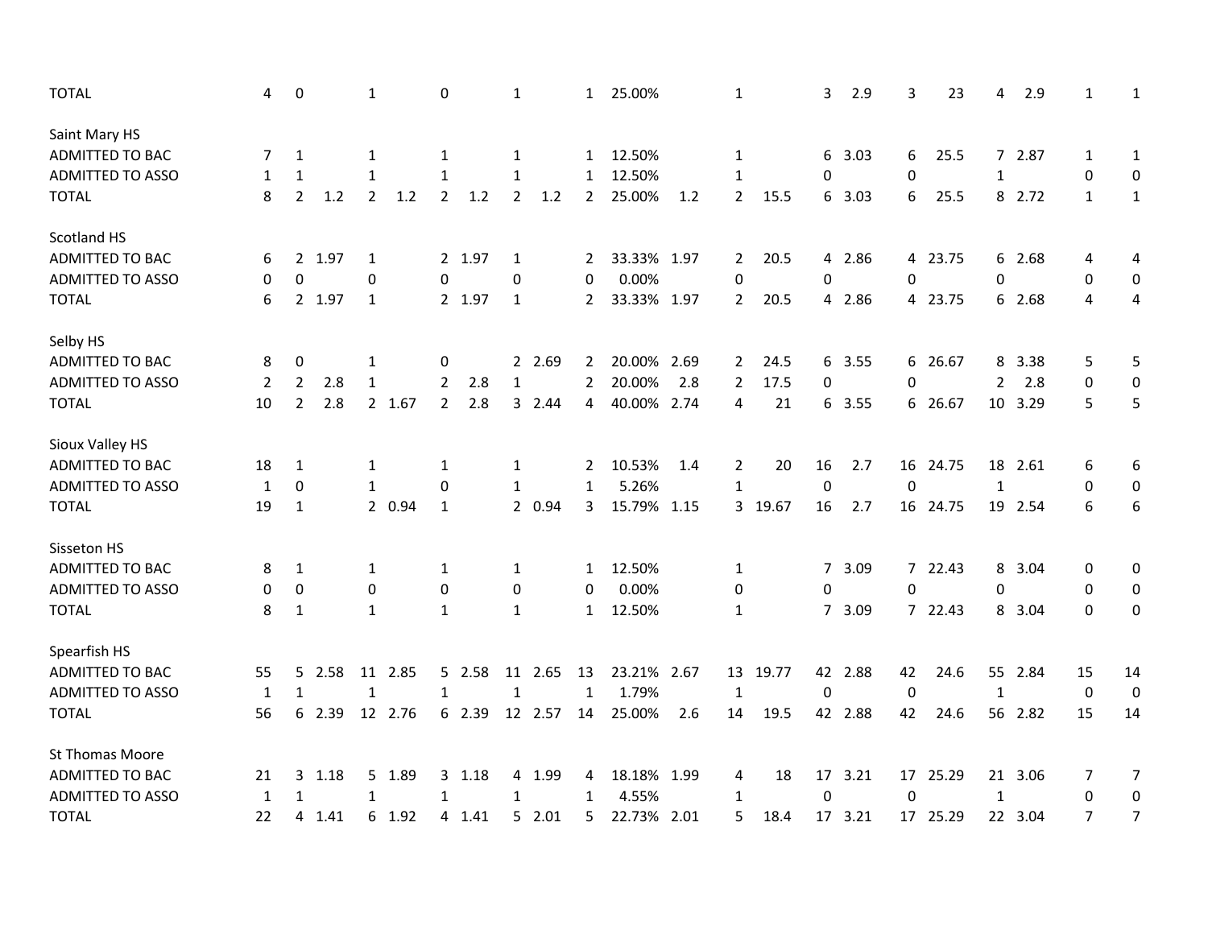| | | | | | | | | | | | | | | | | | | | | | | |
|---|---|---|---|---|---|---|---|---|---|---|---|---|---|---|---|---|---|---|---|---|---|---|
| TOTAL | 4 | 0 | | 1 | | 0 | | 1 | | 1 | 25.00% | | 1 | | 3 | 2.9 | 3 | 23 | 4 | 2.9 | 1 | 1 |
| Saint Mary HS | | | | | | | | | | | | | | | | | | | | | | |
| ADMITTED TO BAC | 7 | 1 | | 1 | | 1 | | 1 | | 1 | 12.50% | | 1 | | 6 | 3.03 | 6 | 25.5 | 7 | 2.87 | 1 | 1 |
| ADMITTED TO ASSO | 1 | 1 | | 1 | | 1 | | 1 | | 1 | 12.50% | | 1 | | 0 | | 0 | | 1 | | 0 | 0 |
| TOTAL | 8 | 2 | 1.2 | 2 | 1.2 | 2 | 1.2 | 2 | 1.2 | 2 | 25.00% | 1.2 | 2 | 15.5 | 6 | 3.03 | 6 | 25.5 | 8 | 2.72 | 1 | 1 |
| Scotland HS | | | | | | | | | | | | | | | | | | | | | | |
| ADMITTED TO BAC | 6 | 2 | 1.97 | 1 | | 2 | 1.97 | 1 | | 2 | 33.33% | 1.97 | 2 | 20.5 | 4 | 2.86 | 4 | 23.75 | 6 | 2.68 | 4 | 4 |
| ADMITTED TO ASSO | 0 | 0 | | 0 | | 0 | | 0 | | 0 | 0.00% | | 0 | | 0 | | 0 | | 0 | | 0 | 0 |
| TOTAL | 6 | 2 | 1.97 | 1 | | 2 | 1.97 | 1 | | 2 | 33.33% | 1.97 | 2 | 20.5 | 4 | 2.86 | 4 | 23.75 | 6 | 2.68 | 4 | 4 |
| Selby HS | | | | | | | | | | | | | | | | | | | | | | |
| ADMITTED TO BAC | 8 | 0 | | 1 | | 0 | | 2 | 2.69 | 2 | 20.00% | 2.69 | 2 | 24.5 | 6 | 3.55 | 6 | 26.67 | 8 | 3.38 | 5 | 5 |
| ADMITTED TO ASSO | 2 | 2 | 2.8 | 1 | | 2 | 2.8 | 1 | | 2 | 20.00% | 2.8 | 2 | 17.5 | 0 | | 0 | | 2 | 2.8 | 0 | 0 |
| TOTAL | 10 | 2 | 2.8 | 2 | 1.67 | 2 | 2.8 | 3 | 2.44 | 4 | 40.00% | 2.74 | 4 | 21 | 6 | 3.55 | 6 | 26.67 | 10 | 3.29 | 5 | 5 |
| Sioux Valley HS | | | | | | | | | | | | | | | | | | | | | | |
| ADMITTED TO BAC | 18 | 1 | | 1 | | 1 | | 1 | | 2 | 10.53% | 1.4 | 2 | 20 | 16 | 2.7 | 16 | 24.75 | 18 | 2.61 | 6 | 6 |
| ADMITTED TO ASSO | 1 | 0 | | 1 | | 0 | | 1 | | 1 | 5.26% | | 1 | | 0 | | 0 | | 1 | | 0 | 0 |
| TOTAL | 19 | 1 | | 2 | 0.94 | 1 | | 2 | 0.94 | 3 | 15.79% | 1.15 | 3 | 19.67 | 16 | 2.7 | 16 | 24.75 | 19 | 2.54 | 6 | 6 |
| Sisseton HS | | | | | | | | | | | | | | | | | | | | | | |
| ADMITTED TO BAC | 8 | 1 | | 1 | | 1 | | 1 | | 1 | 12.50% | | 1 | | 7 | 3.09 | 7 | 22.43 | 8 | 3.04 | 0 | 0 |
| ADMITTED TO ASSO | 0 | 0 | | 0 | | 0 | | 0 | | 0 | 0.00% | | 0 | | 0 | | 0 | | 0 | | 0 | 0 |
| TOTAL | 8 | 1 | | 1 | | 1 | | 1 | | 1 | 12.50% | | 1 | | 7 | 3.09 | 7 | 22.43 | 8 | 3.04 | 0 | 0 |
| Spearfish HS | | | | | | | | | | | | | | | | | | | | | | |
| ADMITTED TO BAC | 55 | 5 | 2.58 | 11 | 2.85 | 5 | 2.58 | 11 | 2.65 | 13 | 23.21% | 2.67 | 13 | 19.77 | 42 | 2.88 | 42 | 24.6 | 55 | 2.84 | 15 | 14 |
| ADMITTED TO ASSO | 1 | 1 | | 1 | | 1 | | 1 | | 1 | 1.79% | | 1 | | 0 | | 0 | | 1 | | 0 | 0 |
| TOTAL | 56 | 6 | 2.39 | 12 | 2.76 | 6 | 2.39 | 12 | 2.57 | 14 | 25.00% | 2.6 | 14 | 19.5 | 42 | 2.88 | 42 | 24.6 | 56 | 2.82 | 15 | 14 |
| St Thomas Moore | | | | | | | | | | | | | | | | | | | | | | |
| ADMITTED TO BAC | 21 | 3 | 1.18 | 5 | 1.89 | 3 | 1.18 | 4 | 1.99 | 4 | 18.18% | 1.99 | 4 | 18 | 17 | 3.21 | 17 | 25.29 | 21 | 3.06 | 7 | 7 |
| ADMITTED TO ASSO | 1 | 1 | | 1 | | 1 | | 1 | | 1 | 4.55% | | 1 | | 0 | | 0 | | 1 | | 0 | 0 |
| TOTAL | 22 | 4 | 1.41 | 6 | 1.92 | 4 | 1.41 | 5 | 2.01 | 5 | 22.73% | 2.01 | 5 | 18.4 | 17 | 3.21 | 17 | 25.29 | 22 | 3.04 | 7 | 7 |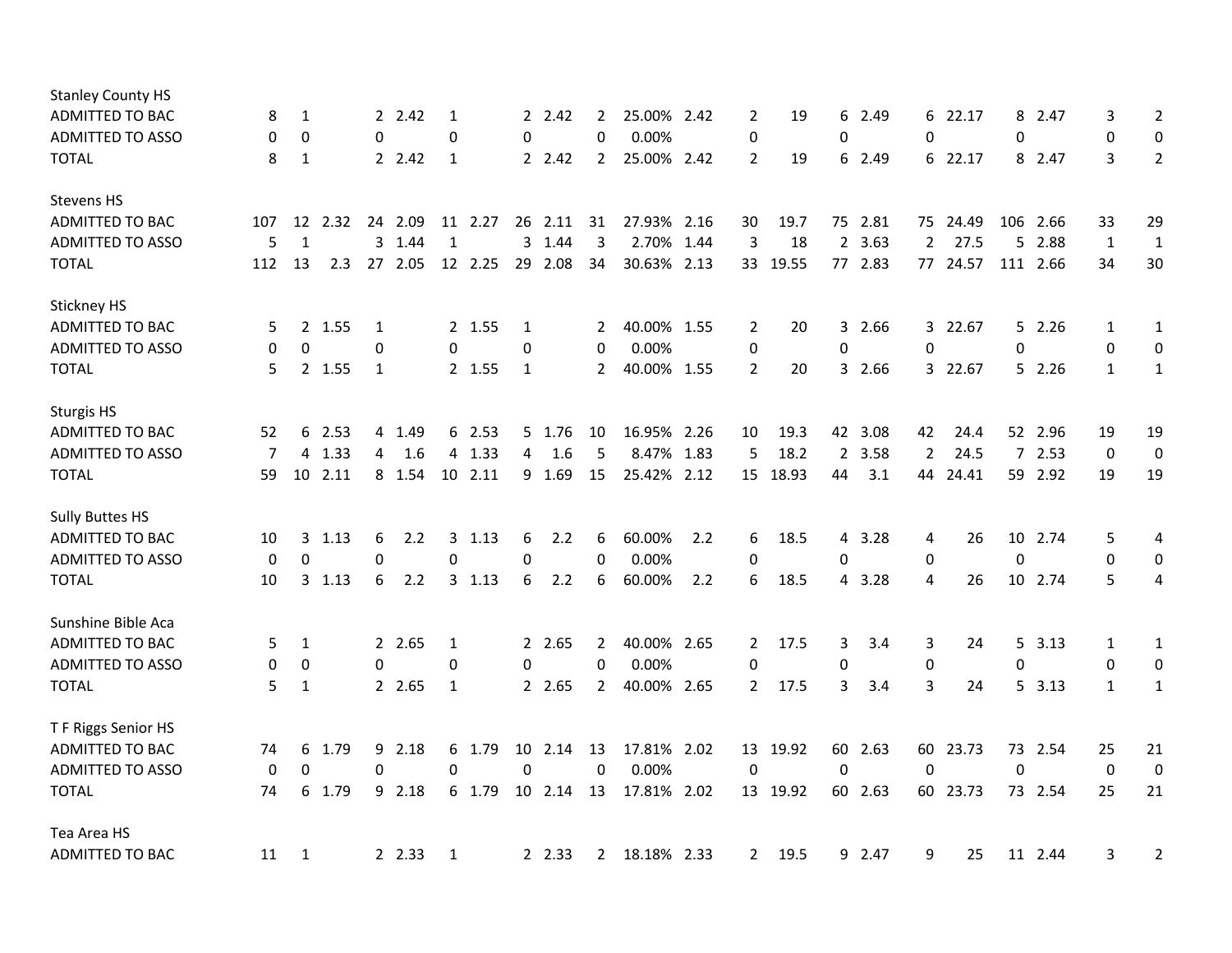| | | | | | | | | | | | | | | | | | | | | | | |
|---|---|---|---|---|---|---|---|---|---|---|---|---|---|---|---|---|---|---|---|---|---|---|
| Stanley County HS | | | | | | | | | | | | | | | | | | | | | | |
| ADMITTED TO BAC | 8 | 1 | | 2 | 2.42 | 1 | | 2 | 2.42 | 2 | 25.00% | 2.42 | 2 | 19 | 6 | 2.49 | 6 | 22.17 | 8 | 2.47 | 3 | 2 |
| ADMITTED TO ASSO | 0 | 0 | | 0 | | 0 | | 0 | | 0 | 0.00% | | 0 | | 0 | | 0 | | 0 | | 0 | 0 |
| TOTAL | 8 | 1 | | 2 | 2.42 | 1 | | 2 | 2.42 | 2 | 25.00% | 2.42 | 2 | 19 | 6 | 2.49 | 6 | 22.17 | 8 | 2.47 | 3 | 2 |
| Stevens HS | | | | | | | | | | | | | | | | | | | | | | |
| ADMITTED TO BAC | 107 | 12 | 2.32 | 24 | 2.09 | 11 | 2.27 | 26 | 2.11 | 31 | 27.93% | 2.16 | 30 | 19.7 | 75 | 2.81 | 75 | 24.49 | 106 | 2.66 | 33 | 29 |
| ADMITTED TO ASSO | 5 | 1 | | 3 | 1.44 | 1 | | 3 | 1.44 | 3 | 2.70% | 1.44 | 3 | 18 | 2 | 3.63 | 2 | 27.5 | 5 | 2.88 | 1 | 1 |
| TOTAL | 112 | 13 | 2.3 | 27 | 2.05 | 12 | 2.25 | 29 | 2.08 | 34 | 30.63% | 2.13 | 33 | 19.55 | 77 | 2.83 | 77 | 24.57 | 111 | 2.66 | 34 | 30 |
| Stickney HS | | | | | | | | | | | | | | | | | | | | | | |
| ADMITTED TO BAC | 5 | 2 | 1.55 | 1 | | 2 | 1.55 | 1 | | 2 | 40.00% | 1.55 | 2 | 20 | 3 | 2.66 | 3 | 22.67 | 5 | 2.26 | 1 | 1 |
| ADMITTED TO ASSO | 0 | 0 | | 0 | | 0 | | 0 | | 0 | 0.00% | | 0 | | 0 | | 0 | | 0 | | 0 | 0 |
| TOTAL | 5 | 2 | 1.55 | 1 | | 2 | 1.55 | 1 | | 2 | 40.00% | 1.55 | 2 | 20 | 3 | 2.66 | 3 | 22.67 | 5 | 2.26 | 1 | 1 |
| Sturgis HS | | | | | | | | | | | | | | | | | | | | | | |
| ADMITTED TO BAC | 52 | 6 | 2.53 | 4 | 1.49 | 6 | 2.53 | 5 | 1.76 | 10 | 16.95% | 2.26 | 10 | 19.3 | 42 | 3.08 | 42 | 24.4 | 52 | 2.96 | 19 | 19 |
| ADMITTED TO ASSO | 7 | 4 | 1.33 | 4 | 1.6 | 4 | 1.33 | 4 | 1.6 | 5 | 8.47% | 1.83 | 5 | 18.2 | 2 | 3.58 | 2 | 24.5 | 7 | 2.53 | 0 | 0 |
| TOTAL | 59 | 10 | 2.11 | 8 | 1.54 | 10 | 2.11 | 9 | 1.69 | 15 | 25.42% | 2.12 | 15 | 18.93 | 44 | 3.1 | 44 | 24.41 | 59 | 2.92 | 19 | 19 |
| Sully Buttes HS | | | | | | | | | | | | | | | | | | | | | | |
| ADMITTED TO BAC | 10 | 3 | 1.13 | 6 | 2.2 | 3 | 1.13 | 6 | 2.2 | 6 | 60.00% | 2.2 | 6 | 18.5 | 4 | 3.28 | 4 | 26 | 10 | 2.74 | 5 | 4 |
| ADMITTED TO ASSO | 0 | 0 | | 0 | | 0 | | 0 | | 0 | 0.00% | | 0 | | 0 | | 0 | | 0 | | 0 | 0 |
| TOTAL | 10 | 3 | 1.13 | 6 | 2.2 | 3 | 1.13 | 6 | 2.2 | 6 | 60.00% | 2.2 | 6 | 18.5 | 4 | 3.28 | 4 | 26 | 10 | 2.74 | 5 | 4 |
| Sunshine Bible Aca | | | | | | | | | | | | | | | | | | | | | | |
| ADMITTED TO BAC | 5 | 1 | | 2 | 2.65 | 1 | | 2 | 2.65 | 2 | 40.00% | 2.65 | 2 | 17.5 | 3 | 3.4 | 3 | 24 | 5 | 3.13 | 1 | 1 |
| ADMITTED TO ASSO | 0 | 0 | | 0 | | 0 | | 0 | | 0 | 0.00% | | 0 | | 0 | | 0 | | 0 | | 0 | 0 |
| TOTAL | 5 | 1 | | 2 | 2.65 | 1 | | 2 | 2.65 | 2 | 40.00% | 2.65 | 2 | 17.5 | 3 | 3.4 | 3 | 24 | 5 | 3.13 | 1 | 1 |
| T F Riggs Senior HS | | | | | | | | | | | | | | | | | | | | | | |
| ADMITTED TO BAC | 74 | 6 | 1.79 | 9 | 2.18 | 6 | 1.79 | 10 | 2.14 | 13 | 17.81% | 2.02 | 13 | 19.92 | 60 | 2.63 | 60 | 23.73 | 73 | 2.54 | 25 | 21 |
| ADMITTED TO ASSO | 0 | 0 | | 0 | | 0 | | 0 | | 0 | 0.00% | | 0 | | 0 | | 0 | | 0 | | 0 | 0 |
| TOTAL | 74 | 6 | 1.79 | 9 | 2.18 | 6 | 1.79 | 10 | 2.14 | 13 | 17.81% | 2.02 | 13 | 19.92 | 60 | 2.63 | 60 | 23.73 | 73 | 2.54 | 25 | 21 |
| Tea Area HS | | | | | | | | | | | | | | | | | | | | | | |
| ADMITTED TO BAC | 11 | 1 | | 2 | 2.33 | 1 | | 2 | 2.33 | 2 | 18.18% | 2.33 | 2 | 19.5 | 9 | 2.47 | 9 | 25 | 11 | 2.44 | 3 | 2 |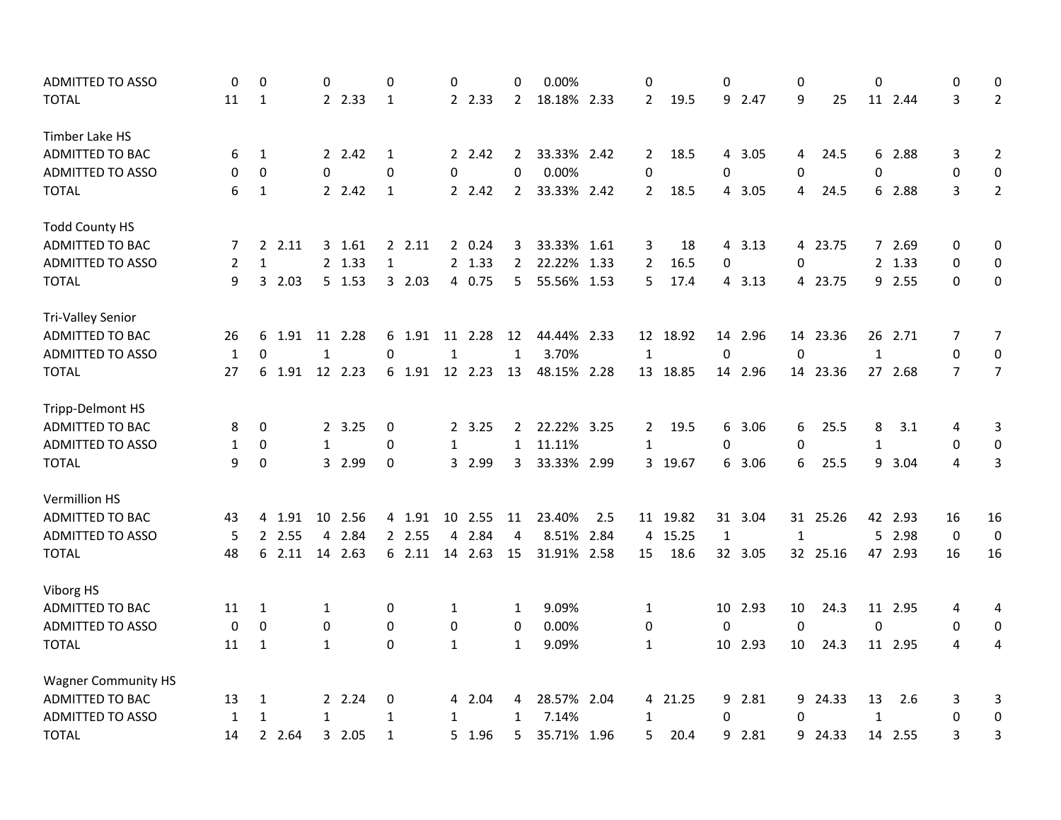| | | | | | | | | | | | | | | | | | | | | | | |
|---|---|---|---|---|---|---|---|---|---|---|---|---|---|---|---|---|---|---|---|---|---|---|
| ADMITTED TO ASSO | 0 | 0 | | 0 | | 0 | | 0 | | 0 | 0.00% | | 0 | | 0 | | 0 | | 0 | | 0 | 0 |
| TOTAL | 11 | 1 | | 2 | 2.33 | 1 | | 2 | 2.33 | 2 | 18.18% | 2.33 | 2 | 19.5 | 9 | 2.47 | 9 | 25 | 11 | 2.44 | 3 | 2 |
| | | | | | | | | | | | | | | | | | | | | | | |
| Timber Lake HS | | | | | | | | | | | | | | | | | | | | | | |
| ADMITTED TO BAC | 6 | 1 | | 2 | 2.42 | 1 | | 2 | 2.42 | 2 | 33.33% | 2.42 | 2 | 18.5 | 4 | 3.05 | 4 | 24.5 | 6 | 2.88 | 3 | 2 |
| ADMITTED TO ASSO | 0 | 0 | | 0 | | 0 | | 0 | | 0 | 0.00% | | 0 | | 0 | | 0 | | 0 | | 0 | 0 |
| TOTAL | 6 | 1 | | 2 | 2.42 | 1 | | 2 | 2.42 | 2 | 33.33% | 2.42 | 2 | 18.5 | 4 | 3.05 | 4 | 24.5 | 6 | 2.88 | 3 | 2 |
| | | | | | | | | | | | | | | | | | | | | | | |
| Todd County HS | | | | | | | | | | | | | | | | | | | | | | |
| ADMITTED TO BAC | 7 | 2 | 2.11 | 3 | 1.61 | 2 | 2.11 | 2 | 0.24 | 3 | 33.33% | 1.61 | 3 | 18 | 4 | 3.13 | 4 | 23.75 | 7 | 2.69 | 0 | 0 |
| ADMITTED TO ASSO | 2 | 1 | | 2 | 1.33 | 1 | | 2 | 1.33 | 2 | 22.22% | 1.33 | 2 | 16.5 | 0 | | 0 | | 2 | 1.33 | 0 | 0 |
| TOTAL | 9 | 3 | 2.03 | 5 | 1.53 | 3 | 2.03 | 4 | 0.75 | 5 | 55.56% | 1.53 | 5 | 17.4 | 4 | 3.13 | 4 | 23.75 | 9 | 2.55 | 0 | 0 |
| | | | | | | | | | | | | | | | | | | | | | | |
| Tri-Valley Senior | | | | | | | | | | | | | | | | | | | | | | |
| ADMITTED TO BAC | 26 | 6 | 1.91 | 11 | 2.28 | 6 | 1.91 | 11 | 2.28 | 12 | 44.44% | 2.33 | 12 | 18.92 | 14 | 2.96 | 14 | 23.36 | 26 | 2.71 | 7 | 7 |
| ADMITTED TO ASSO | 1 | 0 | | 1 | | 0 | | 1 | | 1 | 3.70% | | 1 | | 0 | | 0 | | 1 | | 0 | 0 |
| TOTAL | 27 | 6 | 1.91 | 12 | 2.23 | 6 | 1.91 | 12 | 2.23 | 13 | 48.15% | 2.28 | 13 | 18.85 | 14 | 2.96 | 14 | 23.36 | 27 | 2.68 | 7 | 7 |
| | | | | | | | | | | | | | | | | | | | | | | |
| Tripp-Delmont HS | | | | | | | | | | | | | | | | | | | | | | |
| ADMITTED TO BAC | 8 | 0 | | 2 | 3.25 | 0 | | 2 | 3.25 | 2 | 22.22% | 3.25 | 2 | 19.5 | 6 | 3.06 | 6 | 25.5 | 8 | 3.1 | 4 | 3 |
| ADMITTED TO ASSO | 1 | 0 | | 1 | | 0 | | 1 | | 1 | 11.11% | | 1 | | 0 | | 0 | | 1 | | 0 | 0 |
| TOTAL | 9 | 0 | | 3 | 2.99 | 0 | | 3 | 2.99 | 3 | 33.33% | 2.99 | 3 | 19.67 | 6 | 3.06 | 6 | 25.5 | 9 | 3.04 | 4 | 3 |
| | | | | | | | | | | | | | | | | | | | | | | |
| Vermillion HS | | | | | | | | | | | | | | | | | | | | | | |
| ADMITTED TO BAC | 43 | 4 | 1.91 | 10 | 2.56 | 4 | 1.91 | 10 | 2.55 | 11 | 23.40% | 2.5 | 11 | 19.82 | 31 | 3.04 | 31 | 25.26 | 42 | 2.93 | 16 | 16 |
| ADMITTED TO ASSO | 5 | 2 | 2.55 | 4 | 2.84 | 2 | 2.55 | 4 | 2.84 | 4 | 8.51% | 2.84 | 4 | 15.25 | 1 | | 1 | | 5 | 2.98 | 0 | 0 |
| TOTAL | 48 | 6 | 2.11 | 14 | 2.63 | 6 | 2.11 | 14 | 2.63 | 15 | 31.91% | 2.58 | 15 | 18.6 | 32 | 3.05 | 32 | 25.16 | 47 | 2.93 | 16 | 16 |
| | | | | | | | | | | | | | | | | | | | | | | |
| Viborg HS | | | | | | | | | | | | | | | | | | | | | | |
| ADMITTED TO BAC | 11 | 1 | | 1 | | 0 | | 1 | | 1 | 9.09% | | 1 | | 10 | 2.93 | 10 | 24.3 | 11 | 2.95 | 4 | 4 |
| ADMITTED TO ASSO | 0 | 0 | | 0 | | 0 | | 0 | | 0 | 0.00% | | 0 | | 0 | | 0 | | 0 | | 0 | 0 |
| TOTAL | 11 | 1 | | 1 | | 0 | | 1 | | 1 | 9.09% | | 1 | | 10 | 2.93 | 10 | 24.3 | 11 | 2.95 | 4 | 4 |
| | | | | | | | | | | | | | | | | | | | | | | |
| Wagner Community HS | | | | | | | | | | | | | | | | | | | | | | |
| ADMITTED TO BAC | 13 | 1 | | 2 | 2.24 | 0 | | 4 | 2.04 | 4 | 28.57% | 2.04 | 4 | 21.25 | 9 | 2.81 | 9 | 24.33 | 13 | 2.6 | 3 | 3 |
| ADMITTED TO ASSO | 1 | 1 | | 1 | | 1 | | 1 | | 1 | 7.14% | | 1 | | 0 | | 0 | | 1 | | 0 | 0 |
| TOTAL | 14 | 2 | 2.64 | 3 | 2.05 | 1 | | 5 | 1.96 | 5 | 35.71% | 1.96 | 5 | 20.4 | 9 | 2.81 | 9 | 24.33 | 14 | 2.55 | 3 | 3 |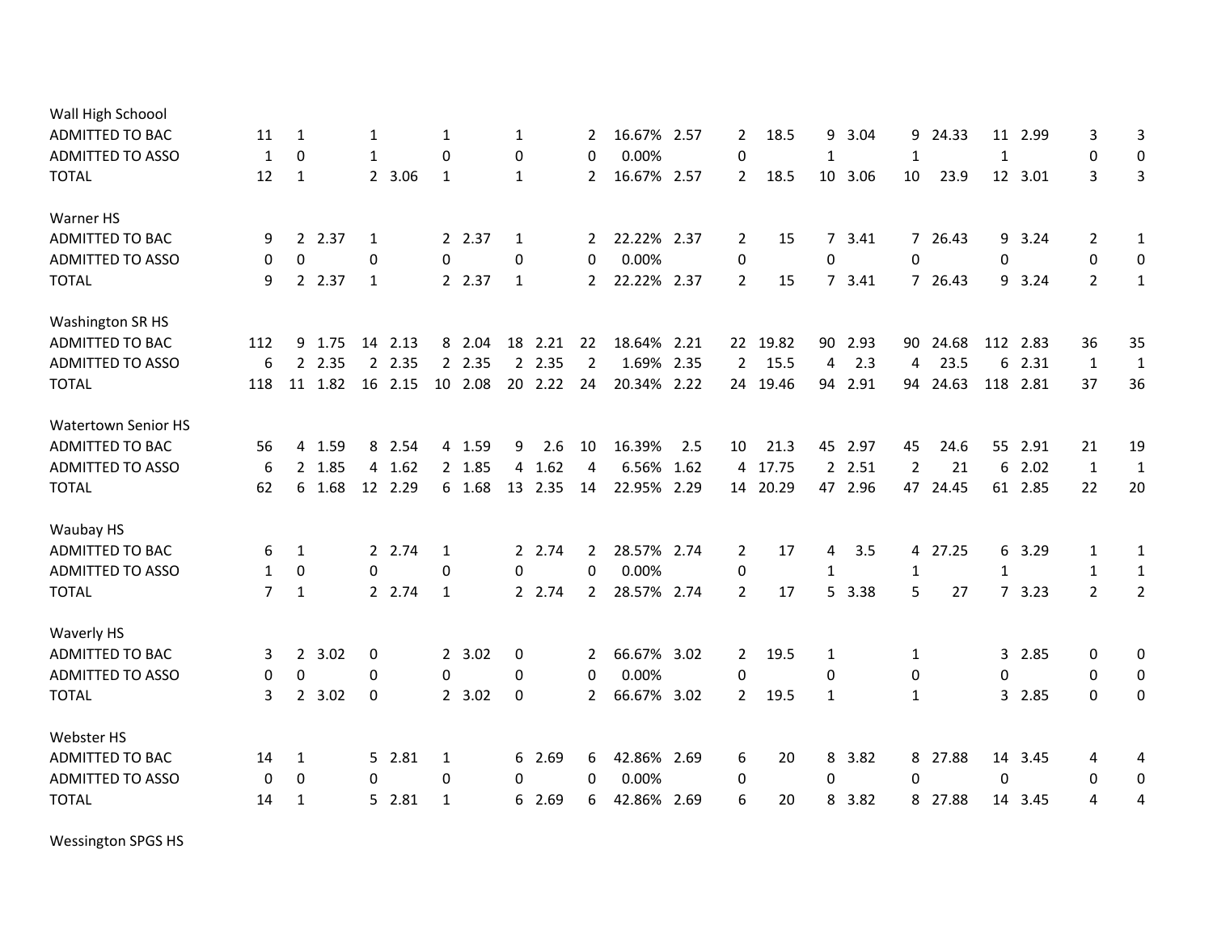| | | | | | | | | | | | | | | | | | | | | | | |
|---|---|---|---|---|---|---|---|---|---|---|---|---|---|---|---|---|---|---|---|---|---|---|
| **Wall High Schoool** | | | | | | | | | | | | | | | | | | | | | | |
| ADMITTED TO BAC | 11 | 1 | | 1 | | 1 | | 1 | | 2 | 16.67% | 2.57 | 2 | 18.5 | 9 | 3.04 | 9 | 24.33 | 11 | 2.99 | 3 | 3 |
| ADMITTED TO ASSO | 1 | 0 | | 1 | | 0 | | 0 | | 0 | 0.00% | | 0 | | 1 | | 1 | | 1 | | 0 | 0 |
| TOTAL | 12 | 1 | | 2 | 3.06 | 1 | | 1 | | 2 | 16.67% | 2.57 | 2 | 18.5 | 10 | 3.06 | 10 | 23.9 | 12 | 3.01 | 3 | 3 |
| **Warner HS** | | | | | | | | | | | | | | | | | | | | | | |
| ADMITTED TO BAC | 9 | 2 | 2.37 | 1 | | 2 | 2.37 | 1 | | 2 | 22.22% | 2.37 | 2 | 15 | 7 | 3.41 | 7 | 26.43 | 9 | 3.24 | 2 | 1 |
| ADMITTED TO ASSO | 0 | 0 | | 0 | | 0 | | 0 | | 0 | 0.00% | | 0 | | 0 | | 0 | | 0 | | 0 | 0 |
| TOTAL | 9 | 2 | 2.37 | 1 | | 2 | 2.37 | 1 | | 2 | 22.22% | 2.37 | 2 | 15 | 7 | 3.41 | 7 | 26.43 | 9 | 3.24 | 2 | 1 |
| **Washington SR HS** | | | | | | | | | | | | | | | | | | | | | | |
| ADMITTED TO BAC | 112 | 9 | 1.75 | 14 | 2.13 | 8 | 2.04 | 18 | 2.21 | 22 | 18.64% | 2.21 | 22 | 19.82 | 90 | 2.93 | 90 | 24.68 | 112 | 2.83 | 36 | 35 |
| ADMITTED TO ASSO | 6 | 2 | 2.35 | 2 | 2.35 | 2 | 2.35 | 2 | 2.35 | 2 | 1.69% | 2.35 | 2 | 15.5 | 4 | 2.3 | 4 | 23.5 | 6 | 2.31 | 1 | 1 |
| TOTAL | 118 | 11 | 1.82 | 16 | 2.15 | 10 | 2.08 | 20 | 2.22 | 24 | 20.34% | 2.22 | 24 | 19.46 | 94 | 2.91 | 94 | 24.63 | 118 | 2.81 | 37 | 36 |
| **Watertown Senior HS** | | | | | | | | | | | | | | | | | | | | | | |
| ADMITTED TO BAC | 56 | 4 | 1.59 | 8 | 2.54 | 4 | 1.59 | 9 | 2.6 | 10 | 16.39% | 2.5 | 10 | 21.3 | 45 | 2.97 | 45 | 24.6 | 55 | 2.91 | 21 | 19 |
| ADMITTED TO ASSO | 6 | 2 | 1.85 | 4 | 1.62 | 2 | 1.85 | 4 | 1.62 | 4 | 6.56% | 1.62 | 4 | 17.75 | 2 | 2.51 | 2 | 21 | 6 | 2.02 | 1 | 1 |
| TOTAL | 62 | 6 | 1.68 | 12 | 2.29 | 6 | 1.68 | 13 | 2.35 | 14 | 22.95% | 2.29 | 14 | 20.29 | 47 | 2.96 | 47 | 24.45 | 61 | 2.85 | 22 | 20 |
| **Waubay HS** | | | | | | | | | | | | | | | | | | | | | | |
| ADMITTED TO BAC | 6 | 1 | | 2 | 2.74 | 1 | | 2 | 2.74 | 2 | 28.57% | 2.74 | 2 | 17 | 4 | 3.5 | 4 | 27.25 | 6 | 3.29 | 1 | 1 |
| ADMITTED TO ASSO | 1 | 0 | | 0 | | 0 | | 0 | | 0 | 0.00% | | 0 | | 1 | | 1 | | 1 | | 1 | 1 |
| TOTAL | 7 | 1 | | 2 | 2.74 | 1 | | 2 | 2.74 | 2 | 28.57% | 2.74 | 2 | 17 | 5 | 3.38 | 5 | 27 | 7 | 3.23 | 2 | 2 |
| **Waverly HS** | | | | | | | | | | | | | | | | | | | | | | |
| ADMITTED TO BAC | 3 | 2 | 3.02 | 0 | | 2 | 3.02 | 0 | | 2 | 66.67% | 3.02 | 2 | 19.5 | 1 | | 1 | | 3 | 2.85 | 0 | 0 |
| ADMITTED TO ASSO | 0 | 0 | | 0 | | 0 | | 0 | | 0 | 0.00% | | 0 | | 0 | | 0 | | 0 | | 0 | 0 |
| TOTAL | 3 | 2 | 3.02 | 0 | | 2 | 3.02 | 0 | | 2 | 66.67% | 3.02 | 2 | 19.5 | 1 | | 1 | | 3 | 2.85 | 0 | 0 |
| **Webster HS** | | | | | | | | | | | | | | | | | | | | | | |
| ADMITTED TO BAC | 14 | 1 | | 5 | 2.81 | 1 | | 6 | 2.69 | 6 | 42.86% | 2.69 | 6 | 20 | 8 | 3.82 | 8 | 27.88 | 14 | 3.45 | 4 | 4 |
| ADMITTED TO ASSO | 0 | 0 | | 0 | | 0 | | 0 | | 0 | 0.00% | | 0 | | 0 | | 0 | | 0 | | 0 | 0 |
| TOTAL | 14 | 1 | | 5 | 2.81 | 1 | | 6 | 2.69 | 6 | 42.86% | 2.69 | 6 | 20 | 8 | 3.82 | 8 | 27.88 | 14 | 3.45 | 4 | 4 |
| **Wessington SPGS HS** | | | | | | | | | | | | | | | | | | | | | | |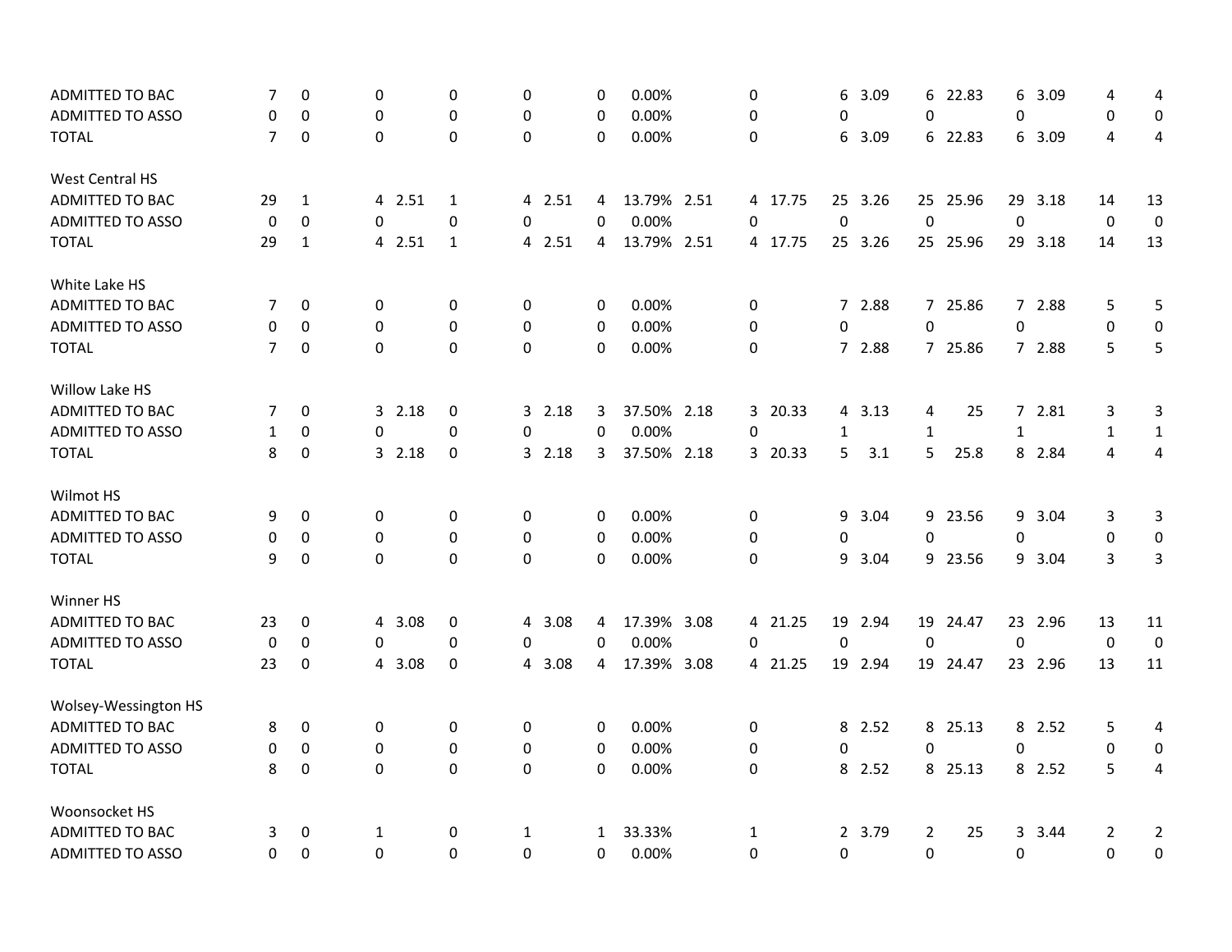| | | | | | | | | | | | | | | | | | | | | |
|---|---|---|---|---|---|---|---|---|---|---|---|---|---|---|---|---|---|---|---|---|
| ADMITTED TO BAC | 7 | 0 | 0 | | 0 | 0 | | 0 | 0.00% | | 0 | | 6 | 3.09 | 6 | 22.83 | 6 | 3.09 | 4 | 4 |
| ADMITTED TO ASSO | 0 | 0 | 0 | | 0 | 0 | | 0 | 0.00% | | 0 | | 0 | | 0 | | 0 | | 0 | 0 |
| TOTAL | 7 | 0 | 0 | | 0 | 0 | | 0 | 0.00% | | 0 | | 6 | 3.09 | 6 | 22.83 | 6 | 3.09 | 4 | 4 |
| | | | | | | | | | | | | | | | | | | | | |
| West Central HS | | | | | | | | | | | | | | | | | | | | |
| ADMITTED TO BAC | 29 | 1 | 4 | 2.51 | 1 | 4 | 2.51 | 4 | 13.79% | 2.51 | 4 | 17.75 | 25 | 3.26 | 25 | 25.96 | 29 | 3.18 | 14 | 13 |
| ADMITTED TO ASSO | 0 | 0 | 0 | | 0 | 0 | | 0 | 0.00% | | 0 | | 0 | | 0 | | 0 | | 0 | 0 |
| TOTAL | 29 | 1 | 4 | 2.51 | 1 | 4 | 2.51 | 4 | 13.79% | 2.51 | 4 | 17.75 | 25 | 3.26 | 25 | 25.96 | 29 | 3.18 | 14 | 13 |
| | | | | | | | | | | | | | | | | | | | | |
| White Lake HS | | | | | | | | | | | | | | | | | | | | |
| ADMITTED TO BAC | 7 | 0 | 0 | | 0 | 0 | | 0 | 0.00% | | 0 | | 7 | 2.88 | 7 | 25.86 | 7 | 2.88 | 5 | 5 |
| ADMITTED TO ASSO | 0 | 0 | 0 | | 0 | 0 | | 0 | 0.00% | | 0 | | 0 | | 0 | | 0 | | 0 | 0 |
| TOTAL | 7 | 0 | 0 | | 0 | 0 | | 0 | 0.00% | | 0 | | 7 | 2.88 | 7 | 25.86 | 7 | 2.88 | 5 | 5 |
| | | | | | | | | | | | | | | | | | | | | |
| Willow Lake HS | | | | | | | | | | | | | | | | | | | | |
| ADMITTED TO BAC | 7 | 0 | 3 | 2.18 | 0 | 3 | 2.18 | 3 | 37.50% | 2.18 | 3 | 20.33 | 4 | 3.13 | 4 | 25 | 7 | 2.81 | 3 | 3 |
| ADMITTED TO ASSO | 1 | 0 | 0 | | 0 | 0 | | 0 | 0.00% | | 0 | | 1 | | 1 | | 1 | | 1 | 1 |
| TOTAL | 8 | 0 | 3 | 2.18 | 0 | 3 | 2.18 | 3 | 37.50% | 2.18 | 3 | 20.33 | 5 | 3.1 | 5 | 25.8 | 8 | 2.84 | 4 | 4 |
| | | | | | | | | | | | | | | | | | | | | |
| Wilmot HS | | | | | | | | | | | | | | | | | | | | |
| ADMITTED TO BAC | 9 | 0 | 0 | | 0 | 0 | | 0 | 0.00% | | 0 | | 9 | 3.04 | 9 | 23.56 | 9 | 3.04 | 3 | 3 |
| ADMITTED TO ASSO | 0 | 0 | 0 | | 0 | 0 | | 0 | 0.00% | | 0 | | 0 | | 0 | | 0 | | 0 | 0 |
| TOTAL | 9 | 0 | 0 | | 0 | 0 | | 0 | 0.00% | | 0 | | 9 | 3.04 | 9 | 23.56 | 9 | 3.04 | 3 | 3 |
| | | | | | | | | | | | | | | | | | | | | |
| Winner HS | | | | | | | | | | | | | | | | | | | | |
| ADMITTED TO BAC | 23 | 0 | 4 | 3.08 | 0 | 4 | 3.08 | 4 | 17.39% | 3.08 | 4 | 21.25 | 19 | 2.94 | 19 | 24.47 | 23 | 2.96 | 13 | 11 |
| ADMITTED TO ASSO | 0 | 0 | 0 | | 0 | 0 | | 0 | 0.00% | | 0 | | 0 | | 0 | | 0 | | 0 | 0 |
| TOTAL | 23 | 0 | 4 | 3.08 | 0 | 4 | 3.08 | 4 | 17.39% | 3.08 | 4 | 21.25 | 19 | 2.94 | 19 | 24.47 | 23 | 2.96 | 13 | 11 |
| | | | | | | | | | | | | | | | | | | | | |
| Wolsey-Wessington HS | | | | | | | | | | | | | | | | | | | | |
| ADMITTED TO BAC | 8 | 0 | 0 | | 0 | 0 | | 0 | 0.00% | | 0 | | 8 | 2.52 | 8 | 25.13 | 8 | 2.52 | 5 | 4 |
| ADMITTED TO ASSO | 0 | 0 | 0 | | 0 | 0 | | 0 | 0.00% | | 0 | | 0 | | 0 | | 0 | | 0 | 0 |
| TOTAL | 8 | 0 | 0 | | 0 | 0 | | 0 | 0.00% | | 0 | | 8 | 2.52 | 8 | 25.13 | 8 | 2.52 | 5 | 4 |
| | | | | | | | | | | | | | | | | | | | | |
| Woonsocket HS | | | | | | | | | | | | | | | | | | | | |
| ADMITTED TO BAC | 3 | 0 | 1 | | 0 | 1 | | 1 | 33.33% | | 1 | | 2 | 3.79 | 2 | 25 | 3 | 3.44 | 2 | 2 |
| ADMITTED TO ASSO | 0 | 0 | 0 | | 0 | 0 | | 0 | 0.00% | | 0 | | 0 | | 0 | | 0 | | 0 | 0 |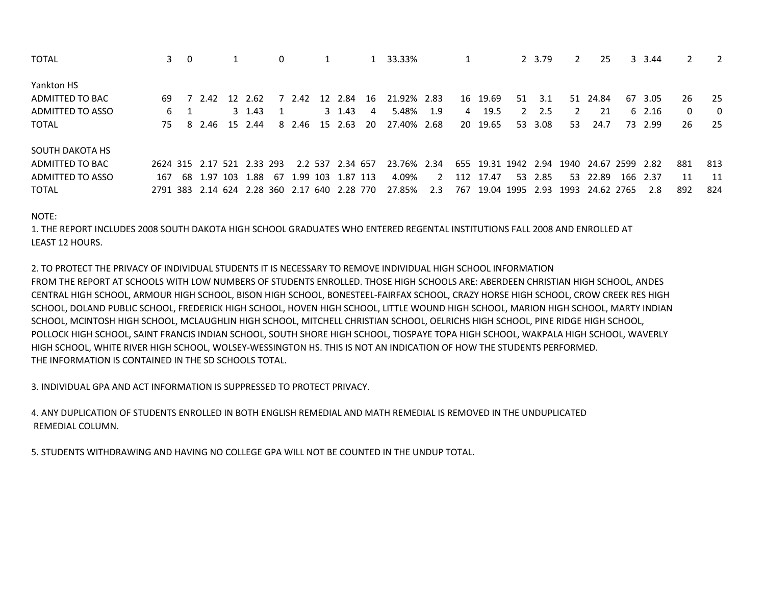| | | | | | | | | | | | | | | | | | | | | | | |
|---|---|---|---|---|---|---|---|---|---|---|---|---|---|---|---|---|---|---|---|---|---|---|
| TOTAL | 3 | 0 | | 1 | | 0 | | 1 | | 1 | 33.33% | | 1 | | 2 | 3.79 | 2 | 25 | 3 | 3.44 | 2 | 2 |
| | | | | | | | | | | | | | | | | | | | | | | |
| Yankton HS | | | | | | | | | | | | | | | | | | | | | | |
| ADMITTED TO BAC | 69 | 7 | 2.42 | 12 | 2.62 | 7 | 2.42 | 12 | 2.84 | 16 | 21.92% | 2.83 | 16 | 19.69 | 51 | 3.1 | 51 | 24.84 | 67 | 3.05 | 26 | 25 |
| ADMITTED TO ASSO | 6 | 1 | | 3 | 1.43 | 1 | | 3 | 1.43 | 4 | 5.48% | 1.9 | 4 | 19.5 | 2 | 2.5 | 2 | 21 | 6 | 2.16 | 0 | 0 |
| TOTAL | 75 | 8 | 2.46 | 15 | 2.44 | 8 | 2.46 | 15 | 2.63 | 20 | 27.40% | 2.68 | 20 | 19.65 | 53 | 3.08 | 53 | 24.7 | 73 | 2.99 | 26 | 25 |
| | | | | | | | | | | | | | | | | | | | | | | |
| SOUTH DAKOTA HS | | | | | | | | | | | | | | | | | | | | | | |
| ADMITTED TO BAC | 2624 | 315 | 2.17 | 521 | 2.33 | 293 | 2.2 | 537 | 2.34 | 657 | 23.76% | 2.34 | 655 | 19.31 | 1942 | 2.94 | 1940 | 24.67 | 2599 | 2.82 | 881 | 813 |
| ADMITTED TO ASSO | 167 | 68 | 1.97 | 103 | 1.88 | 67 | 1.99 | 103 | 1.87 | 113 | 4.09% | 2 | 112 | 17.47 | 53 | 2.85 | 53 | 22.89 | 166 | 2.37 | 11 | 11 |
| TOTAL | 2791 | 383 | 2.14 | 624 | 2.28 | 360 | 2.17 | 640 | 2.28 | 770 | 27.85% | 2.3 | 767 | 19.04 | 1995 | 2.93 | 1993 | 24.62 | 2765 | 2.8 | 892 | 824 |

NOTE:

1. THE REPORT INCLUDES 2008 SOUTH DAKOTA HIGH SCHOOL GRADUATES WHO ENTERED REGENTAL INSTITUTIONS FALL 2008 AND ENROLLED AT LEAST 12 HOURS.

2. TO PROTECT THE PRIVACY OF INDIVIDUAL STUDENTS IT IS NECESSARY TO REMOVE INDIVIDUAL HIGH SCHOOL INFORMATION FROM THE REPORT AT SCHOOLS WITH LOW NUMBERS OF STUDENTS ENROLLED. THOSE HIGH SCHOOLS ARE: ABERDEEN CHRISTIAN HIGH SCHOOL, ANDES CENTRAL HIGH SCHOOL, ARMOUR HIGH SCHOOL, BISON HIGH SCHOOL, BONESTEEL-FAIRFAX SCHOOL, CRAZY HORSE HIGH SCHOOL, CROW CREEK RES HIGH SCHOOL, DOLAND PUBLIC SCHOOL, FREDERICK HIGH SCHOOL, HOVEN HIGH SCHOOL, LITTLE WOUND HIGH SCHOOL, MARION HIGH SCHOOL, MARTY INDIAN SCHOOL, MCINTOSH HIGH SCHOOL, MCLAUGHLIN HIGH SCHOOL, MITCHELL CHRISTIAN SCHOOL, OELRICHS HIGH SCHOOL, PINE RIDGE HIGH SCHOOL, POLLOCK HIGH SCHOOL, SAINT FRANCIS INDIAN SCHOOL, SOUTH SHORE HIGH SCHOOL, TIOSPAYE TOPA HIGH SCHOOL, WAKPALA HIGH SCHOOL, WAVERLY HIGH SCHOOL, WHITE RIVER HIGH SCHOOL, WOLSEY-WESSINGTON HS. THIS IS NOT AN INDICATION OF HOW THE STUDENTS PERFORMED. THE INFORMATION IS CONTAINED IN THE SD SCHOOLS TOTAL.

3. INDIVIDUAL GPA AND ACT INFORMATION IS SUPPRESSED TO PROTECT PRIVACY.

4. ANY DUPLICATION OF STUDENTS ENROLLED IN BOTH ENGLISH REMEDIAL AND MATH REMEDIAL IS REMOVED IN THE UNDUPLICATED REMEDIAL COLUMN.

5. STUDENTS WITHDRAWING AND HAVING NO COLLEGE GPA WILL NOT BE COUNTED IN THE UNDUP TOTAL.